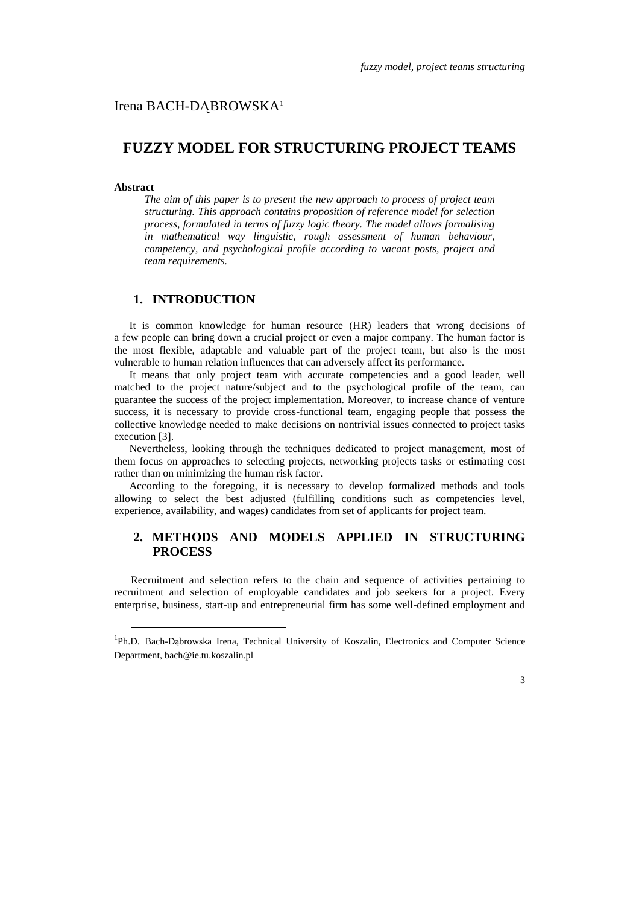*fuzzy model, project teams structuring*

Irena BACH-DĄBROWSKA[1]

# FUZZY MODEL FOR STRUCTURING PROJECT TEAMS

**Abstract**

*The aim of this paper is to present the new approach to process of project team structuring. This approach contains proposition of reference model for selection process, formulated in terms of fuzzy logic theory. The model allows formalising in mathematical way linguistic, rough assessment of human behaviour, competency, and psychological profile according to vacant posts, project and team requirements.*

## 1. INTRODUCTION

It is common knowledge for human resource (HR) leaders that wrong decisions of a few people can bring down a crucial project or even a major company. The human factor is the most flexible, adaptable and valuable part of the project team, but also is the most vulnerable to human relation influences that can adversely affect its performance.

It means that only project team with accurate competencies and a good leader, well matched to the project nature/subject and to the psychological profile of the team, can guarantee the success of the project implementation. Moreover, to increase chance of venture success, it is necessary to provide cross-functional team, engaging people that possess the collective knowledge needed to make decisions on nontrivial issues connected to project tasks execution [3].

Nevertheless, looking through the techniques dedicated to project management, most of them focus on approaches to selecting projects, networking projects tasks or estimating cost rather than on minimizing the human risk factor.

According to the foregoing, it is necessary to develop formalized methods and tools allowing to select the best adjusted (fulfilling conditions such as competencies level, experience, availability, and wages) candidates from set of applicants for project team.

## 2. METHODS AND MODELS APPLIED IN STRUCTURING PROCESS

Recruitment and selection refers to the chain and sequence of activities pertaining to recruitment and selection of employable candidates and job seekers for a project. Every enterprise, business, start-up and entrepreneurial firm has some well-defined employment and

---

[1] Ph.D. Bach-Dąbrowska Irena, Technical University of Koszalin, Electronics and Computer Science Department, bach@ie.tu.koszalin.pl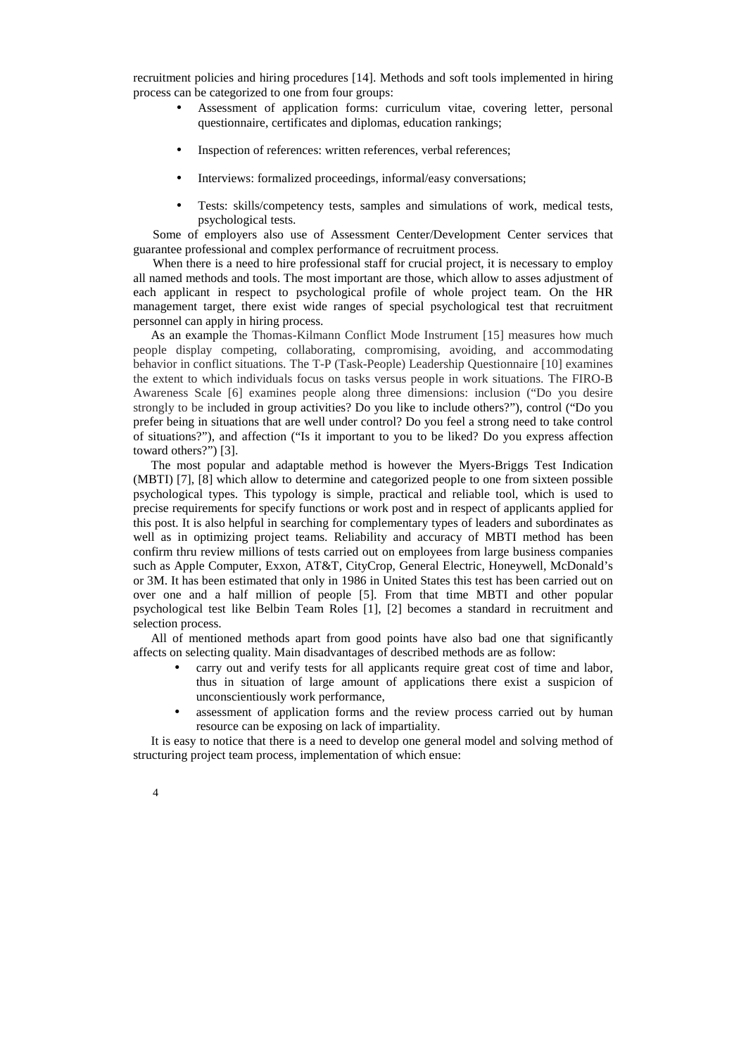recruitment policies and hiring procedures [14]. Methods and soft tools implemented in hiring process can be categorized to one from four groups:

- Assessment of application forms: curriculum vitae, covering letter, personal questionnaire, certificates and diplomas, education rankings;
- Inspection of references: written references, verbal references;
- Interviews: formalized proceedings, informal/easy conversations;
- Tests: skills/competency tests, samples and simulations of work, medical tests, psychological tests.

Some of employers also use of Assessment Center/Development Center services that guarantee professional and complex performance of recruitment process.

When there is a need to hire professional staff for crucial project, it is necessary to employ all named methods and tools. The most important are those, which allow to asses adjustment of each applicant in respect to psychological profile of whole project team. On the HR management target, there exist wide ranges of special psychological test that recruitment personnel can apply in hiring process.

As an example the Thomas-Kilmann Conflict Mode Instrument [15] measures how much people display competing, collaborating, compromising, avoiding, and accommodating behavior in conflict situations. The T-P (Task-People) Leadership Questionnaire [10] examines the extent to which individuals focus on tasks versus people in work situations. The FIRO-B Awareness Scale [6] examines people along three dimensions: inclusion ("Do you desire strongly to be included in group activities? Do you like to include others?"), control ("Do you prefer being in situations that are well under control? Do you feel a strong need to take control of situations?"), and affection ("Is it important to you to be liked? Do you express affection toward others?") [3].

The most popular and adaptable method is however the Myers-Briggs Test Indication (MBTI) [7], [8] which allow to determine and categorized people to one from sixteen possible psychological types. This typology is simple, practical and reliable tool, which is used to precise requirements for specify functions or work post and in respect of applicants applied for this post. It is also helpful in searching for complementary types of leaders and subordinates as well as in optimizing project teams. Reliability and accuracy of MBTI method has been confirm thru review millions of tests carried out on employees from large business companies such as Apple Computer, Exxon, AT&T, CityCrop, General Electric, Honeywell, McDonald's or 3M. It has been estimated that only in 1986 in United States this test has been carried out on over one and a half million of people [5]. From that time MBTI and other popular psychological test like Belbin Team Roles [1], [2] becomes a standard in recruitment and selection process.

All of mentioned methods apart from good points have also bad one that significantly affects on selecting quality. Main disadvantages of described methods are as follow:

- carry out and verify tests for all applicants require great cost of time and labor, thus in situation of large amount of applications there exist a suspicion of unconscientiously work performance,
- assessment of application forms and the review process carried out by human resource can be exposing on lack of impartiality.

It is easy to notice that there is a need to develop one general model and solving method of structuring project team process, implementation of which ensue: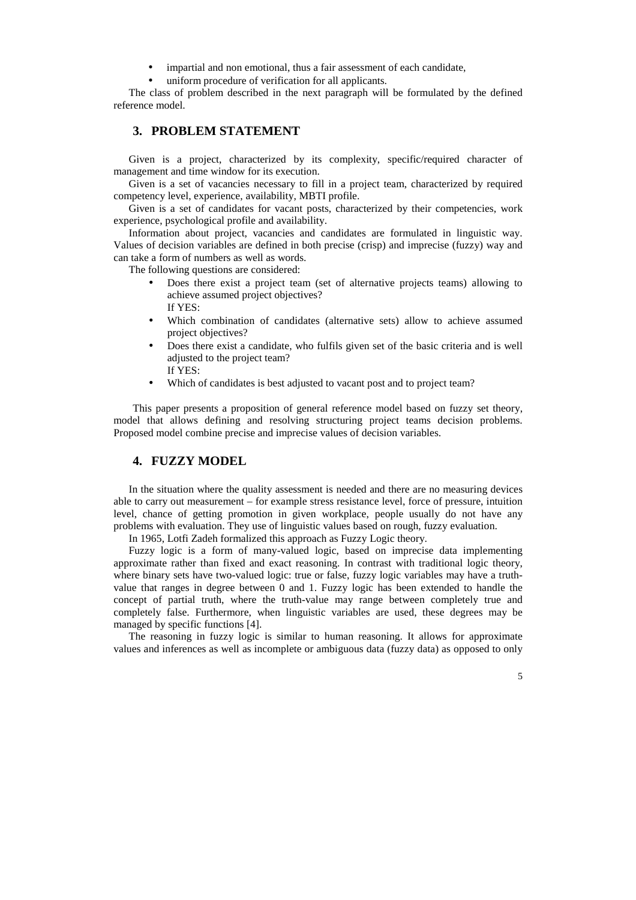- impartial and non emotional, thus a fair assessment of each candidate,
- uniform procedure of verification for all applicants.

The class of problem described in the next paragraph will be formulated by the defined reference model.

## 3. PROBLEM STATEMENT

Given is a project, characterized by its complexity, specific/required character of management and time window for its execution.

Given is a set of vacancies necessary to fill in a project team, characterized by required competency level, experience, availability, MBTI profile.

Given is a set of candidates for vacant posts, characterized by their competencies, work experience, psychological profile and availability.

Information about project, vacancies and candidates are formulated in linguistic way. Values of decision variables are defined in both precise (crisp) and imprecise (fuzzy) way and can take a form of numbers as well as words.

The following questions are considered:

- Does there exist a project team (set of alternative projects teams) allowing to achieve assumed project objectives?
  If YES:
- Which combination of candidates (alternative sets) allow to achieve assumed project objectives?
- Does there exist a candidate, who fulfils given set of the basic criteria and is well adjusted to the project team?
  If YES:
- Which of candidates is best adjusted to vacant post and to project team?

This paper presents a proposition of general reference model based on fuzzy set theory, model that allows defining and resolving structuring project teams decision problems. Proposed model combine precise and imprecise values of decision variables.

## 4. FUZZY MODEL

In the situation where the quality assessment is needed and there are no measuring devices able to carry out measurement – for example stress resistance level, force of pressure, intuition level, chance of getting promotion in given workplace, people usually do not have any problems with evaluation. They use of linguistic values based on rough, fuzzy evaluation.

In 1965, Lotfi Zadeh formalized this approach as Fuzzy Logic theory.

Fuzzy logic is a form of many-valued logic, based on imprecise data implementing approximate rather than fixed and exact reasoning. In contrast with traditional logic theory, where binary sets have two-valued logic: true or false, fuzzy logic variables may have a truth-value that ranges in degree between 0 and 1. Fuzzy logic has been extended to handle the concept of partial truth, where the truth-value may range between completely true and completely false. Furthermore, when linguistic variables are used, these degrees may be managed by specific functions [4].

The reasoning in fuzzy logic is similar to human reasoning. It allows for approximate values and inferences as well as incomplete or ambiguous data (fuzzy data) as opposed to only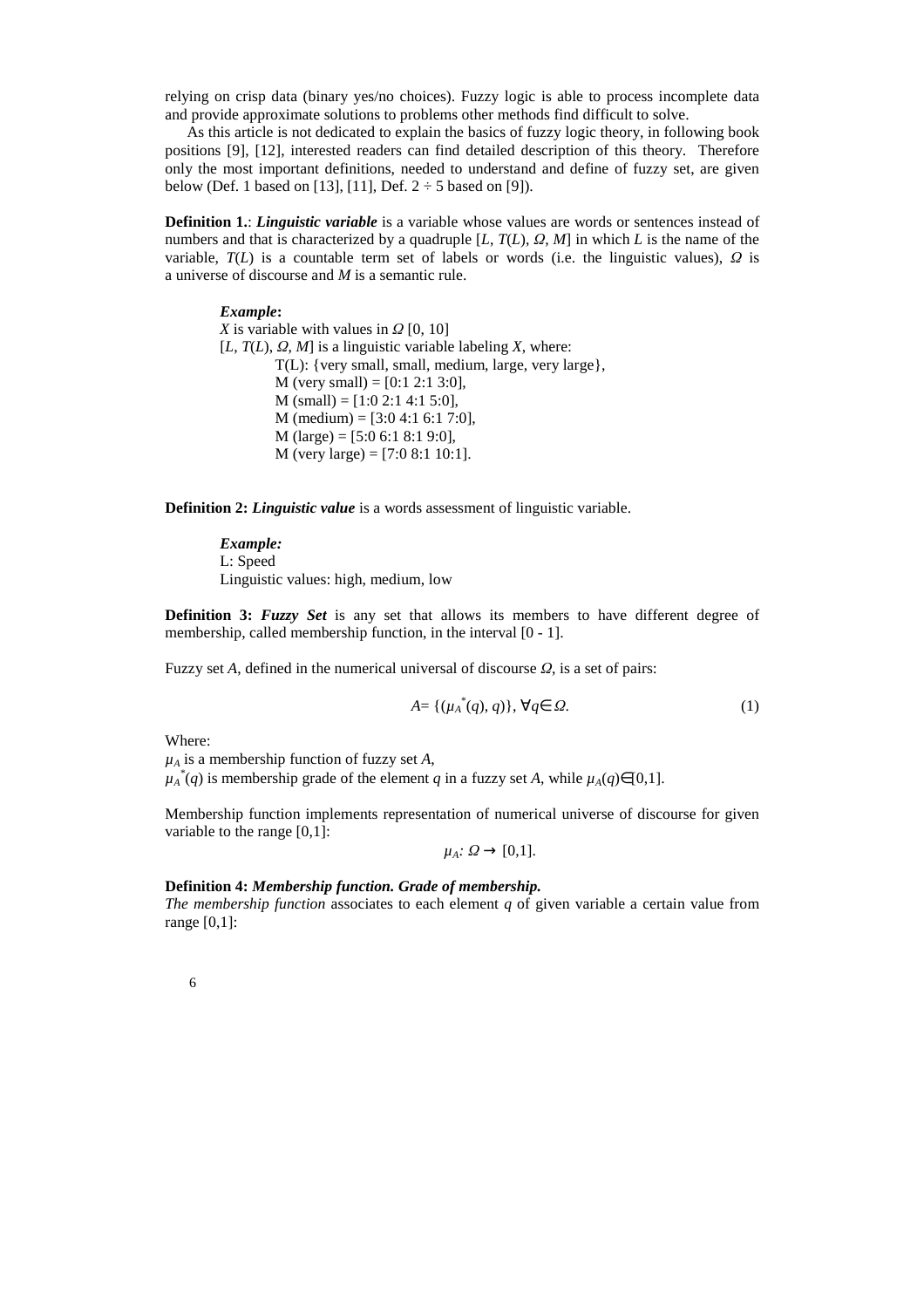relying on crisp data (binary yes/no choices). Fuzzy logic is able to process incomplete data and provide approximate solutions to problems other methods find difficult to solve.

As this article is not dedicated to explain the basics of fuzzy logic theory, in following book positions [9], [12], interested readers can find detailed description of this theory. Therefore only the most important definitions, needed to understand and define of fuzzy set, are given below (Def. 1 based on [13], [11], Def. 2 ÷ 5 based on [9]).

**Definition 1.**: ***Linguistic variable*** is a variable whose values are words or sentences instead of numbers and that is characterized by a quadruple [$L$, $T(L)$, $\Omega$, $M$] in which $L$ is the name of the variable, $T(L)$ is a countable term set of labels or words (i.e. the linguistic values), $\Omega$ is a universe of discourse and $M$ is a semantic rule.

> ***Example*:**
> $X$ is variable with values in $\Omega$ [0, 10]
> [$L$, $T(L)$, $\Omega$, $M$] is a linguistic variable labeling $X$, where:
> T(L): {very small, small, medium, large, very large},
> M (very small) = [0:1 2:1 3:0],
> M (small) = [1:0 2:1 4:1 5:0],
> M (medium) = [3:0 4:1 6:1 7:0],
> M (large) = [5:0 6:1 8:1 9:0],
> M (very large) = [7:0 8:1 10:1].

**Definition 2:** ***Linguistic value*** is a words assessment of linguistic variable.

> ***Example:***
> L: Speed
> Linguistic values: high, medium, low

**Definition 3:** ***Fuzzy Set*** is any set that allows its members to have different degree of membership, called membership function, in the interval [0 - 1].

Fuzzy set $A$, defined in the numerical universal of discourse $\Omega$, is a set of pairs:

$$A = \{(\mu_A^*(q), q)\}, \forall q \in \Omega. \tag{1}$$

Where:
$\mu_A$ is a membership function of fuzzy set $A$,
$\mu_A^*(q)$ is membership grade of the element $q$ in a fuzzy set $A$, while $\mu_A(q) \in [0,1]$.

Membership function implements representation of numerical universe of discourse for given variable to the range [0,1]:

$$\mu_A: \Omega \rightarrow [0,1].$$

**Definition 4:** ***Membership function. Grade of membership.***
*The membership function* associates to each element $q$ of given variable a certain value from range [0,1]: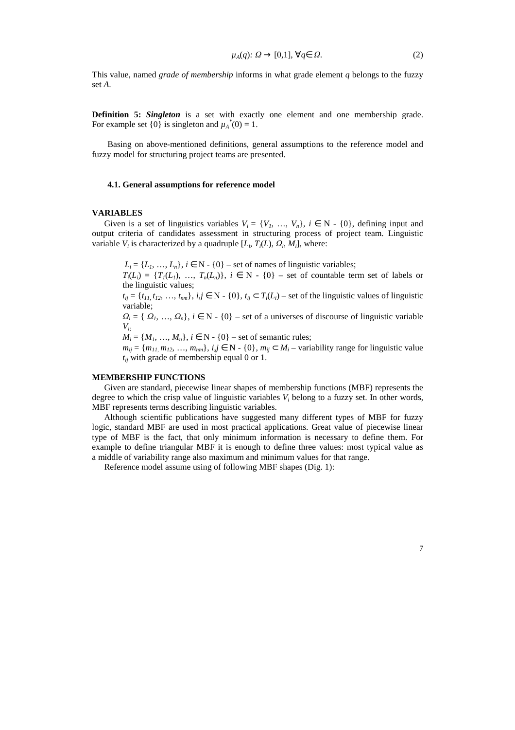$$\mu_A(q): \Omega \rightarrow [0,1], \forall q \in \Omega. \tag{2}$$

This value, named *grade of membership* informs in what grade element $q$ belongs to the fuzzy set $A$.

**Definition 5:** ***Singleton*** is a set with exactly one element and one membership grade. For example set {0} is singleton and $\mu_A^*(0) = 1$.

Basing on above-mentioned definitions, general assumptions to the reference model and fuzzy model for structuring project teams are presented.

### 4.1. General assumptions for reference model

**VARIABLES**

Given is a set of linguistics variables $V_i = \{V_1, \ldots, V_n\}$, $i \in \mathrm{N} - \{0\}$, defining input and output criteria of candidates assessment in structuring process of project team. Linguistic variable $V_i$ is characterized by a quadruple $[L_i, T_i(L), \Omega_i, M_i]$, where:

- $L_i = \{L_1, \ldots, L_n\}$, $i \in \mathrm{N} - \{0\}$ – set of names of linguistic variables;
- $T_i(L_i) = \{T_1(L_1), \ldots, T_n(L_n)\}$, $i \in \mathrm{N} - \{0\}$ – set of countable term set of labels or the linguistic values;
- $t_{ij} = \{t_{11}, t_{12}, \ldots, t_{nm}\}$, $i,j \in \mathrm{N} - \{0\}$, $t_{ij} \subset T_i(L_i)$ – set of the linguistic values of linguistic variable;
- $\Omega_i = \{ \Omega_1, \ldots, \Omega_n\}$, $i \in \mathrm{N} - \{0\}$ – set of a universes of discourse of linguistic variable $V_i$;
- $M_i = \{M_1, \ldots, M_n\}$, $i \in \mathrm{N} - \{0\}$ – set of semantic rules;
- $m_{ij} = \{m_{11}, m_{12}, \ldots, m_{nm}\}$, $i,j \in \mathrm{N} - \{0\}$, $m_{ij} \subset M_i$ – variability range for linguistic value $t_{ij}$ with grade of membership equal 0 or 1.

**MEMBERSHIP FUNCTIONS**

Given are standard, piecewise linear shapes of membership functions (MBF) represents the degree to which the crisp value of linguistic variables $V_i$ belong to a fuzzy set. In other words, MBF represents terms describing linguistic variables.

Although scientific publications have suggested many different types of MBF for fuzzy logic, standard MBF are used in most practical applications. Great value of piecewise linear type of MBF is the fact, that only minimum information is necessary to define them. For example to define triangular MBF it is enough to define three values: most typical value as a middle of variability range also maximum and minimum values for that range.

Reference model assume using of following MBF shapes (Dig. 1):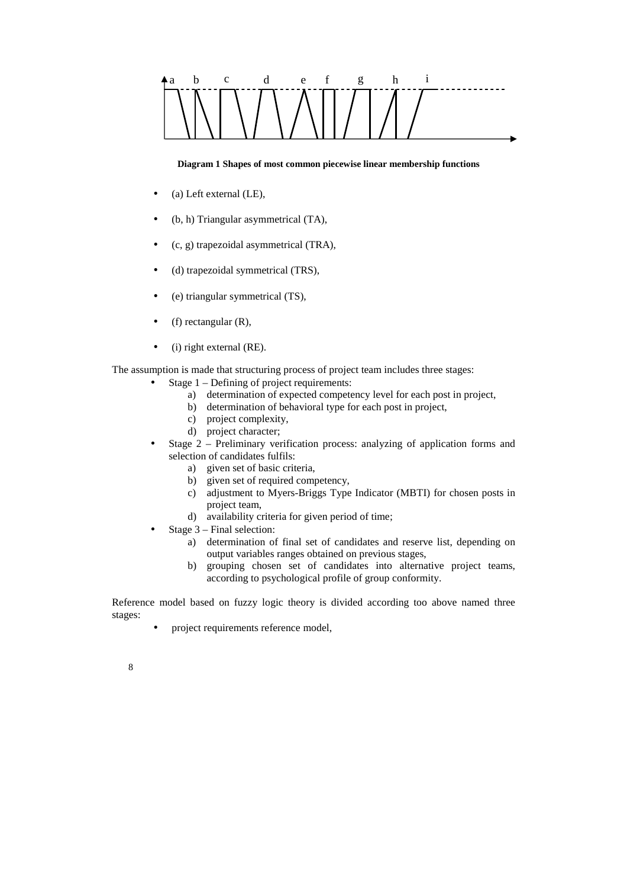**Diagram 1 Shapes of most common piecewise linear membership functions**

- (a) Left external (LE),
- (b, h) Triangular asymmetrical (TA),
- (c, g) trapezoidal asymmetrical (TRA),
- (d) trapezoidal symmetrical (TRS),
- (e) triangular symmetrical (TS),
- (f) rectangular (R),
- (i) right external (RE).

The assumption is made that structuring process of project team includes three stages:

- Stage 1 – Defining of project requirements:
    a) determination of expected competency level for each post in project,
    b) determination of behavioral type for each post in project,
    c) project complexity,
    d) project character;
- Stage 2 – Preliminary verification process: analyzing of application forms and selection of candidates fulfils:
    a) given set of basic criteria,
    b) given set of required competency,
    c) adjustment to Myers-Briggs Type Indicator (MBTI) for chosen posts in project team,
    d) availability criteria for given period of time;
- Stage 3 – Final selection:
    a) determination of final set of candidates and reserve list, depending on output variables ranges obtained on previous stages,
    b) grouping chosen set of candidates into alternative project teams, according to psychological profile of group conformity.

Reference model based on fuzzy logic theory is divided according too above named three stages:

- project requirements reference model,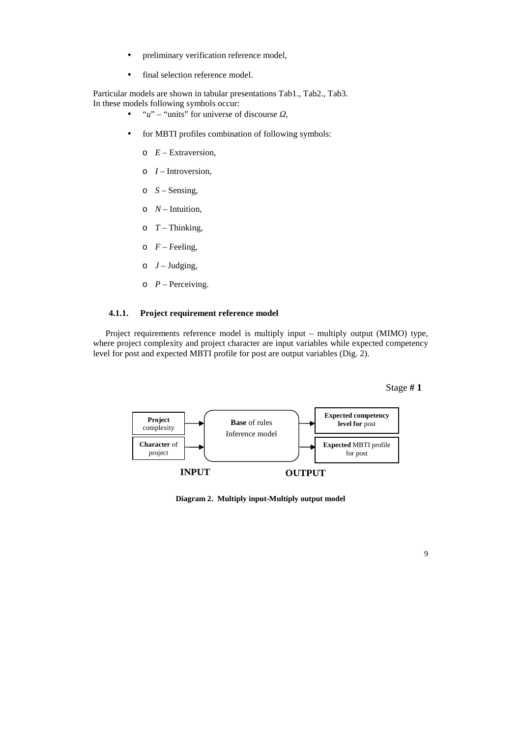- preliminary verification reference model,
- final selection reference model.

Particular models are shown in tabular presentations Tab1., Tab2., Tab3.
In these models following symbols occur:

- "*u*" – "units" for universe of discourse *Ω*,
- for MBTI profiles combination of following symbols:
    - *E* – Extraversion,
    - *I* – Introversion,
    - *S* – Sensing,
    - *N* – Intuition,
    - *T* – Thinking,
    - *F* – Feeling,
    - *J* – Judging,
    - *P* – Perceiving.

### 4.1.1. Project requirement reference model

Project requirements reference model is multiply input – multiply output (MIMO) type, where project complexity and project character are input variables while expected competency level for post and expected MBTI profile for post are output variables (Dig. 2).

Stage **# 1**

| INPUT | | OUTPUT |
|---|---|---|
| **Project** complexity | **Base** of rules Inference model | **Expected competency level for** post |
| **Character** of project | | **Expected** MBTI profile for post |

**Diagram 2. Multiply input-Multiply output model**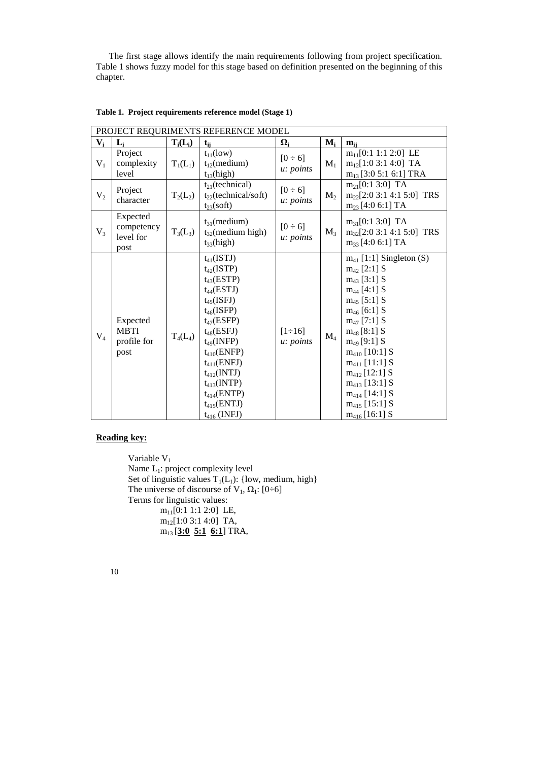The first stage allows identify the main requirements following from project specification. Table 1 shows fuzzy model for this stage based on definition presented on the beginning of this chapter.

**Table 1. Project requirements reference model (Stage 1)**

| PROJECT REQURIMENTS REFERENCE MODEL | | | | | | |
|---|---|---|---|---|---|---|
| $V_i$ | $L_i$ | $T_i(L_i)$ | $t_{ij}$ | $\Omega_i$ | $M_i$ | $m_{ij}$ |
| $V_1$ | Project complexity level | $T_1(L_1)$ | $t_{11}$(low)<br>$t_{12}$(medium)<br>$t_{13}$(high) | $[0 \div 6]$ *u: points* | $M_1$ | $m_{11}$[0:1 1:1 2:0] LE<br>$m_{12}$[1:0 3:1 4:0] TA<br>$m_{13}$[3:0 5:1 6:1] TRA |
| $V_2$ | Project character | $T_2(L_2)$ | $t_{21}$(technical)<br>$t_{22}$(technical/soft)<br>$t_{23}$(soft) | $[0 \div 6]$ *u: points* | $M_2$ | $m_{21}$[0:1 3:0] TA<br>$m_{22}$[2:0 3:1 4:1 5:0] TRS<br>$m_{23}$[4:0 6:1] TA |
| $V_3$ | Expected competency level for post | $T_3(L_3)$ | $t_{31}$(medium)<br>$t_{32}$(medium high)<br>$t_{33}$(high) | $[0 \div 6]$ *u: points* | $M_3$ | $m_{31}$[0:1 3:0] TA<br>$m_{32}$[2:0 3:1 4:1 5:0] TRS<br>$m_{33}$[4:0 6:1] TA |
| $V_4$ | Expected MBTI profile for post | $T_4(L_4)$ | $t_{41}$(ISTJ)<br>$t_{42}$(ISTP)<br>$t_{43}$(ESTP)<br>$t_{44}$(ESTJ)<br>$t_{45}$(ISFJ)<br>$t_{46}$(ISFP)<br>$t_{47}$(ESFP)<br>$t_{48}$(ESFJ)<br>$t_{49}$(INFP)<br>$t_{410}$(ENFP)<br>$t_{411}$(ENFJ)<br>$t_{412}$(INTJ)<br>$t_{413}$(INTP)<br>$t_{414}$(ENTP)<br>$t_{415}$(ENTJ)<br>$t_{416}$(INFJ) | $[1 \div 16]$ *u: points* | $M_4$ | $m_{41}$ [1:1] Singleton (S)<br>$m_{42}$ [2:1] S<br>$m_{43}$ [3:1] S<br>$m_{44}$ [4:1] S<br>$m_{45}$ [5:1] S<br>$m_{46}$ [6:1] S<br>$m_{47}$ [7:1] S<br>$m_{48}$ [8:1] S<br>$m_{49}$ [9:1] S<br>$m_{410}$ [10:1] S<br>$m_{411}$ [11:1] S<br>$m_{412}$ [12:1] S<br>$m_{413}$ [13:1] S<br>$m_{414}$ [14:1] S<br>$m_{415}$ [15:1] S<br>$m_{416}$ [16:1] S |

**Reading key:**

Variable $V_1$
Name $L_1$: project complexity level
Set of linguistic values $T_1(L_1)$: {low, medium, high}
The universe of discourse of $V_1$, $\Omega_1$: $[0 \div 6]$
Terms for linguistic values:

$m_{11}$[0:1 1:1 2:0] LE,
$m_{12}$[1:0 3:1 4:0] TA,
$m_{13}$ [**3:0** **5:1** **6:1**] TRA,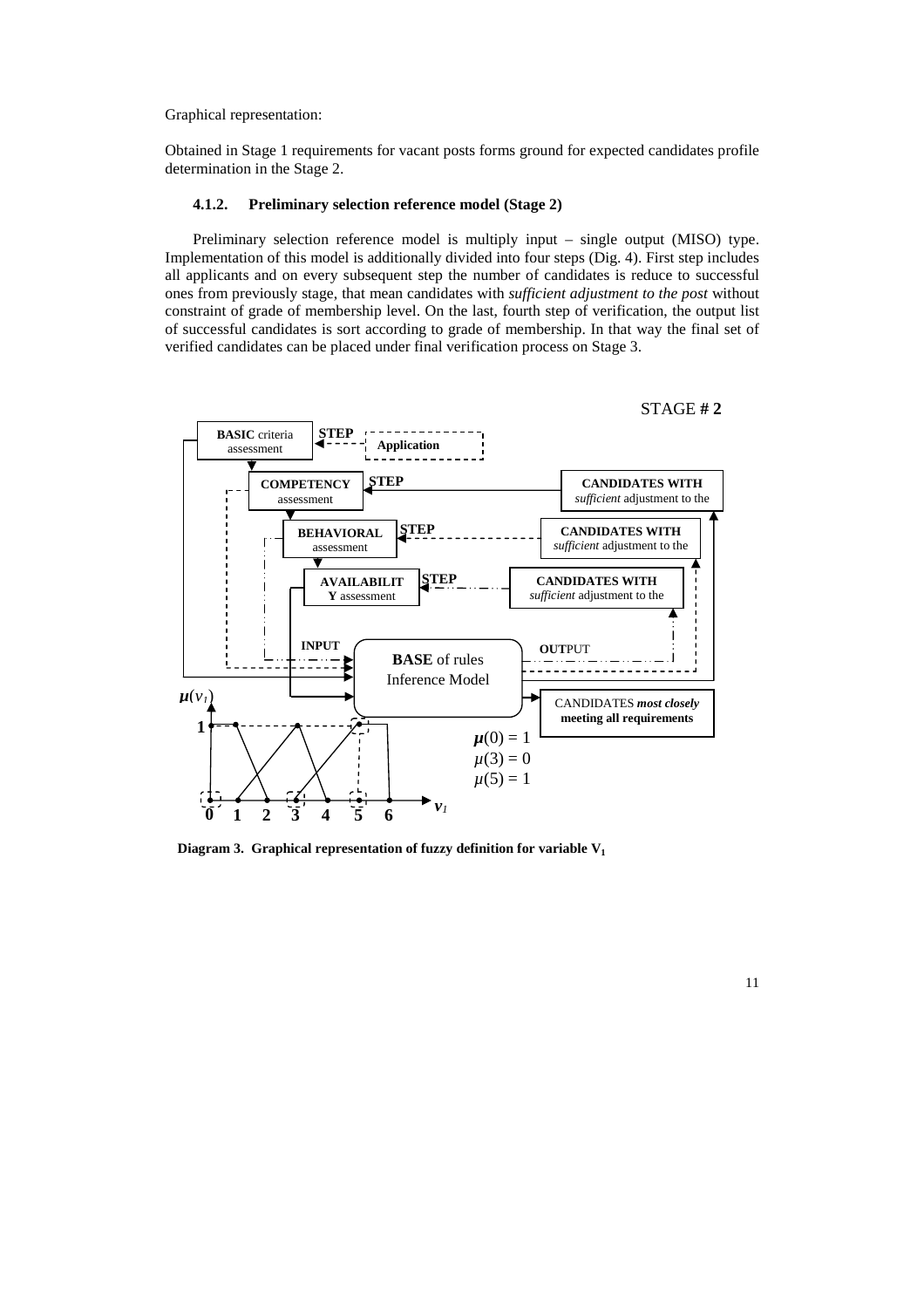Graphical representation:

Obtained in Stage 1 requirements for vacant posts forms ground for expected candidates profile determination in the Stage 2.

### 4.1.2. Preliminary selection reference model (Stage 2)

Preliminary selection reference model is multiply input – single output (MISO) type. Implementation of this model is additionally divided into four steps (Dig. 4). First step includes all applicants and on every subsequent step the number of candidates is reduce to successful ones from previously stage, that mean candidates with *sufficient adjustment to the post* without constraint of grade of membership level. On the last, fourth step of verification, the output list of successful candidates is sort according to grade of membership. In that way the final set of verified candidates can be placed under final verification process on Stage 3.

STAGE **# 2**

**BASIC** criteria assessment **STEP** **Application**

**COMPETENCY** assessment **STEP** **CANDIDATES WITH** *sufficient* adjustment to the

**BEHAVIORAL** assessment **STEP** **CANDIDATES WITH** *sufficient* adjustment to the

**AVAILABILITY** assessment **STEP** **CANDIDATES WITH** *sufficient* adjustment to the

**INPUT** **BASE** of rules Inference Model **OUT**PUT

CANDIDATES ***most closely* meeting all requirements**

$\mu(v_1)$

$\mu(0) = 1$

$\mu(3) = 0$

$\mu(5) = 1$

**Diagram 3. Graphical representation of fuzzy definition for variable $V_1$**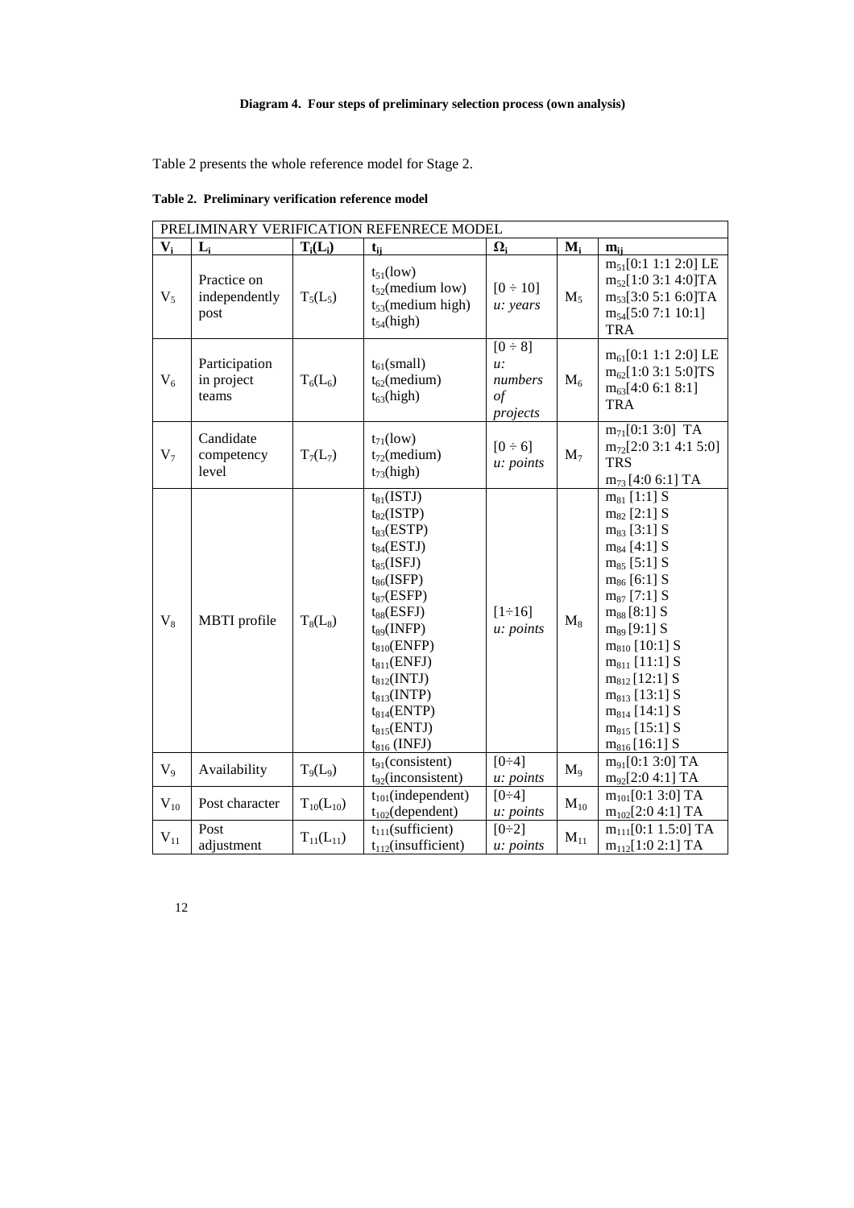**Diagram 4. Four steps of preliminary selection process (own analysis)**

Table 2 presents the whole reference model for Stage 2.

**Table 2. Preliminary verification reference model**

| PRELIMINARY VERIFICATION REFENRECE MODEL | | | | | | |
|---|---|---|---|---|---|---|
| $V_i$ | $L_i$ | $T_i(L_i)$ | $t_{ij}$ | $\Omega_i$ | $M_i$ | $m_{ij}$ |
| $V_5$ | Practice on independently post | $T_5(L_5)$ | $t_{51}$(low) $t_{52}$(medium low) $t_{53}$(medium high) $t_{54}$(high) | $[0 \div 10]$ *u: years* | $M_5$ | $m_{51}$[0:1 1:1 2:0] LE $m_{52}$[1:0 3:1 4:0]TA $m_{53}$[3:0 5:1 6:0]TA $m_{54}$[5:0 7:1 10:1] TRA |
| $V_6$ | Participation in project teams | $T_6(L_6)$ | $t_{61}$(small) $t_{62}$(medium) $t_{63}$(high) | $[0 \div 8]$ *u: numbers of projects* | $M_6$ | $m_{61}$[0:1 1:1 2:0] LE $m_{62}$[1:0 3:1 5:0]TS $m_{63}$[4:0 6:1 8:1] TRA |
| $V_7$ | Candidate competency level | $T_7(L_7)$ | $t_{71}$(low) $t_{72}$(medium) $t_{73}$(high) | $[0 \div 6]$ *u: points* | $M_7$ | $m_{71}$[0:1 3:0] TA $m_{72}$[2:0 3:1 4:1 5:0] TRS $m_{73}$ [4:0 6:1] TA |
| $V_8$ | MBTI profile | $T_8(L_8)$ | $t_{81}$(ISTJ) $t_{82}$(ISTP) $t_{83}$(ESTP) $t_{84}$(ESTJ) $t_{85}$(ISFJ) $t_{86}$(ISFP) $t_{87}$(ESFP) $t_{88}$(ESFJ) $t_{89}$(INFP) $t_{810}$(ENFP) $t_{811}$(ENFJ) $t_{812}$(INTJ) $t_{813}$(INTP) $t_{814}$(ENTP) $t_{815}$(ENTJ) $t_{816}$ (INFJ) | $[1 \div 16]$ *u: points* | $M_8$ | $m_{81}$ [1:1] S $m_{82}$ [2:1] S $m_{83}$ [3:1] S $m_{84}$ [4:1] S $m_{85}$ [5:1] S $m_{86}$ [6:1] S $m_{87}$ [7:1] S $m_{88}$ [8:1] S $m_{89}$ [9:1] S $m_{810}$ [10:1] S $m_{811}$ [11:1] S $m_{812}$ [12:1] S $m_{813}$ [13:1] S $m_{814}$ [14:1] S $m_{815}$ [15:1] S $m_{816}$ [16:1] S |
| $V_9$ | Availability | $T_9(L_9)$ | $t_{91}$(consistent) $t_{92}$(inconsistent) | $[0 \div 4]$ *u: points* | $M_9$ | $m_{91}$[0:1 3:0] TA $m_{92}$[2:0 4:1] TA |
| $V_{10}$ | Post character | $T_{10}(L_{10})$ | $t_{101}$(independent) $t_{102}$(dependent) | $[0 \div 4]$ *u: points* | $M_{10}$ | $m_{101}$[0:1 3:0] TA $m_{102}$[2:0 4:1] TA |
| $V_{11}$ | Post adjustment | $T_{11}(L_{11})$ | $t_{111}$(sufficient) $t_{112}$(insufficient) | $[0 \div 2]$ *u: points* | $M_{11}$ | $m_{111}$[0:1 1.5:0] TA $m_{112}$[1:0 2:1] TA |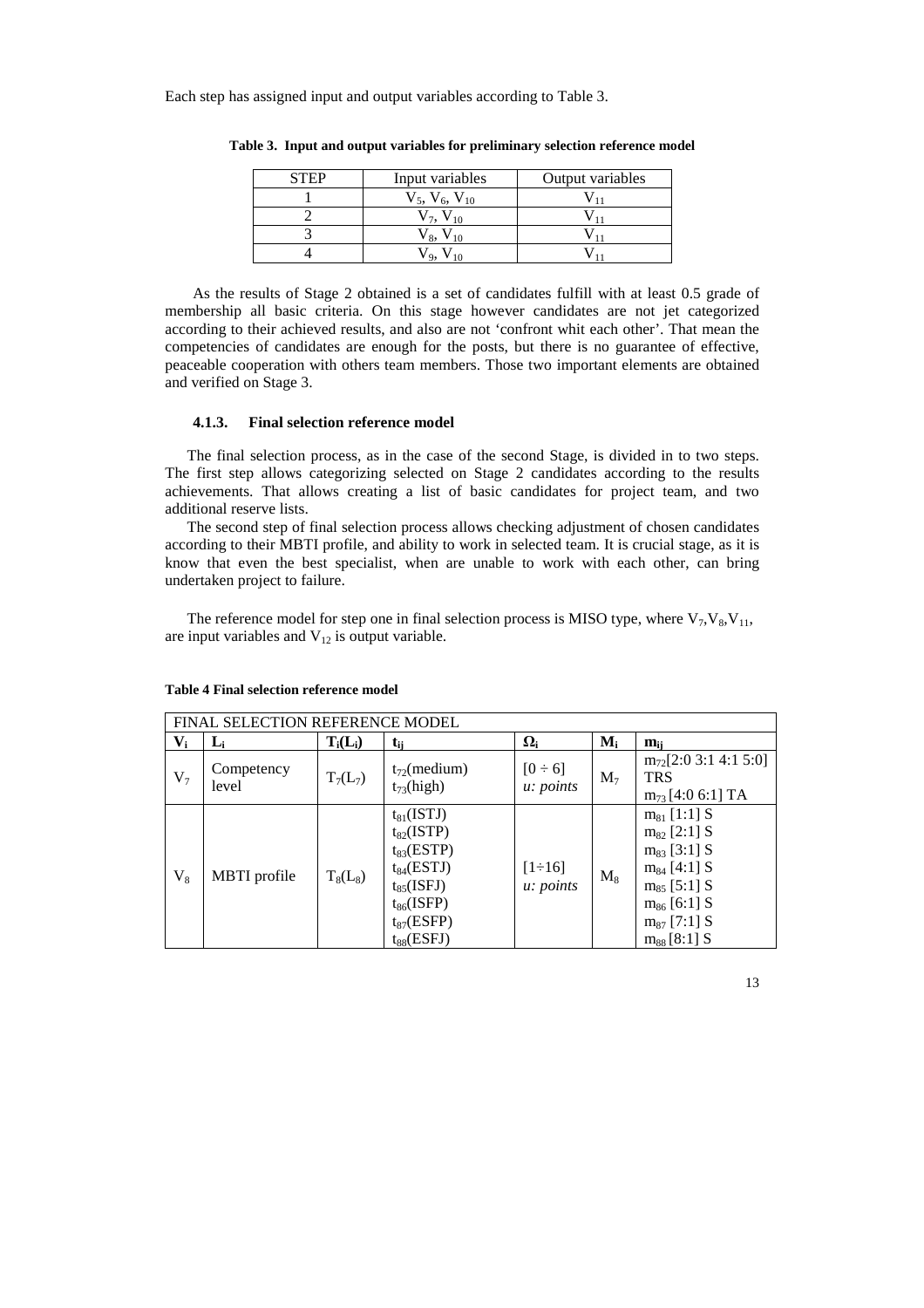Each step has assigned input and output variables according to Table 3.

**Table 3. Input and output variables for preliminary selection reference model**

| STEP | Input variables | Output variables |
|---|---|---|
| 1 | $V_5$, $V_6$, $V_{10}$ | $V_{11}$ |
| 2 | $V_7$, $V_{10}$ | $V_{11}$ |
| 3 | $V_8$, $V_{10}$ | $V_{11}$ |
| 4 | $V_9$, $V_{10}$ | $V_{11}$ |

As the results of Stage 2 obtained is a set of candidates fulfill with at least 0.5 grade of membership all basic criteria. On this stage however candidates are not jet categorized according to their achieved results, and also are not 'confront whit each other'. That mean the competencies of candidates are enough for the posts, but there is no guarantee of effective, peaceable cooperation with others team members. Those two important elements are obtained and verified on Stage 3.

### 4.1.3. Final selection reference model

The final selection process, as in the case of the second Stage, is divided in to two steps. The first step allows categorizing selected on Stage 2 candidates according to the results achievements. That allows creating a list of basic candidates for project team, and two additional reserve lists.

The second step of final selection process allows checking adjustment of chosen candidates according to their MBTI profile, and ability to work in selected team. It is crucial stage, as it is know that even the best specialist, when are unable to work with each other, can bring undertaken project to failure.

The reference model for step one in final selection process is MISO type, where $V_7$,$V_8$,$V_{11}$, are input variables and $V_{12}$ is output variable.

**Table 4 Final selection reference model**

| FINAL SELECTION REFERENCE MODEL | | | | | | |
|---|---|---|---|---|---|---|
| $V_i$ | $L_i$ | $T_i(L_i)$ | $t_{ij}$ | $\Omega_i$ | $M_i$ | $m_{ij}$ |
| $V_7$ | Competency level | $T_7(L_7)$ | $t_{72}$(medium)<br>$t_{73}$(high) | $[0 \div 6]$ *u: points* | $M_7$ | $m_{72}$[2:0 3:1 4:1 5:0] TRS<br>$m_{73}$ [4:0 6:1] TA |
| $V_8$ | MBTI profile | $T_8(L_8)$ | $t_{81}$(ISTJ)<br>$t_{82}$(ISTP)<br>$t_{83}$(ESTP)<br>$t_{84}$(ESTJ)<br>$t_{85}$(ISFJ)<br>$t_{86}$(ISFP)<br>$t_{87}$(ESFP)<br>$t_{88}$(ESFJ) | $[1 \div 16]$ *u: points* | $M_8$ | $m_{81}$ [1:1] S<br>$m_{82}$ [2:1] S<br>$m_{83}$ [3:1] S<br>$m_{84}$ [4:1] S<br>$m_{85}$ [5:1] S<br>$m_{86}$ [6:1] S<br>$m_{87}$ [7:1] S<br>$m_{88}$ [8:1] S |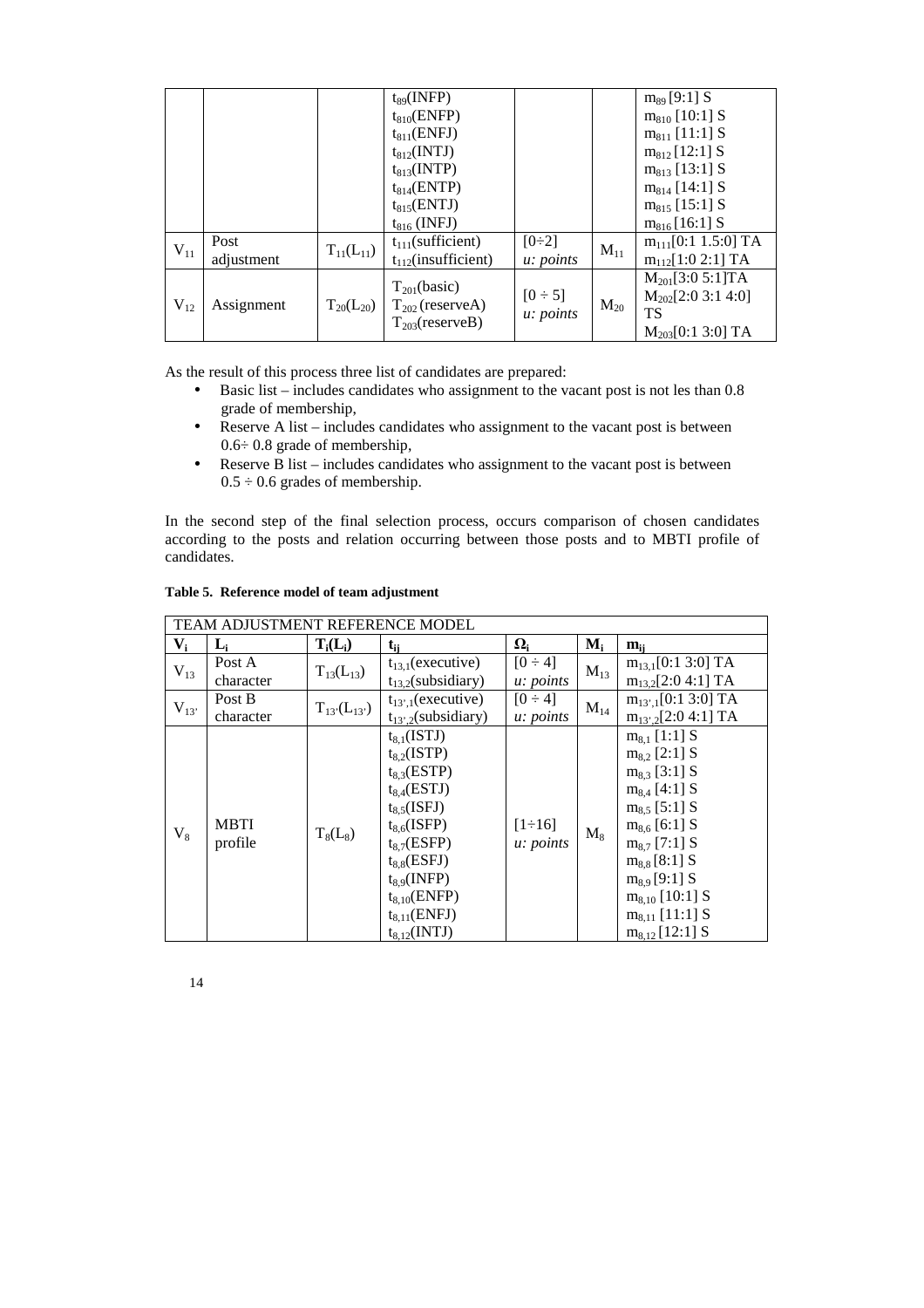|  |  |  | $t_{89}$(INFP)<br>$t_{810}$(ENFP)<br>$t_{811}$(ENFJ)<br>$t_{812}$(INTJ)<br>$t_{813}$(INTP)<br>$t_{814}$(ENTP)<br>$t_{815}$(ENTJ)<br>$t_{816}$ (INFJ) |  |  | $m_{89}$ [9:1] S<br>$m_{810}$ [10:1] S<br>$m_{811}$ [11:1] S<br>$m_{812}$ [12:1] S<br>$m_{813}$ [13:1] S<br>$m_{814}$ [14:1] S<br>$m_{815}$ [15:1] S<br>$m_{816}$ [16:1] S |
|---|---|---|---|---|---|---|
| $V_{11}$ | Post adjustment | $T_{11}(L_{11})$ | $t_{111}$(sufficient)<br>$t_{112}$(insufficient) | [0÷2] *u: points* | $M_{11}$ | $m_{111}$[0:1 1.5:0] TA<br>$m_{112}$[1:0 2:1] TA |
| $V_{12}$ | Assignment | $T_{20}(L_{20})$ | $T_{201}$(basic)<br>$T_{202}$ (reserveA)<br>$T_{203}$(reserveB) | [0 ÷ 5] *u: points* | $M_{20}$ | $M_{201}$[3:0 5:1]TA<br>$M_{202}$[2:0 3:1 4:0] TS<br>$M_{203}$[0:1 3:0] TA |

As the result of this process three list of candidates are prepared:

- Basic list – includes candidates who assignment to the vacant post is not les than 0.8 grade of membership,
- Reserve A list – includes candidates who assignment to the vacant post is between 0.6÷ 0.8 grade of membership,
- Reserve B list – includes candidates who assignment to the vacant post is between 0.5 ÷ 0.6 grades of membership.

In the second step of the final selection process, occurs comparison of chosen candidates according to the posts and relation occurring between those posts and to MBTI profile of candidates.

**Table 5. Reference model of team adjustment**

| TEAM ADJUSTMENT REFERENCE MODEL | | | | | | |
|---|---|---|---|---|---|---|
| $V_i$ | $L_i$ | $T_i(L_i)$ | $t_{ij}$ | $\Omega_i$ | $M_i$ | $m_{ij}$ |
| $V_{13}$ | Post A character | $T_{13}(L_{13})$ | $t_{13,1}$(executive)<br>$t_{13,2}$(subsidiary) | [0 ÷ 4] *u: points* | $M_{13}$ | $m_{13,1}$[0:1 3:0] TA<br>$m_{13,2}$[2:0 4:1] TA |
| $V_{13'}$ | Post B character | $T_{13'}(L_{13'})$ | $t_{13',1}$(executive)<br>$t_{13',2}$(subsidiary) | [0 ÷ 4] *u: points* | $M_{14}$ | $m_{13',1}$[0:1 3:0] TA<br>$m_{13',2}$[2:0 4:1] TA |
| $V_8$ | MBTI profile | $T_8(L_8)$ | $t_{8,1}$(ISTJ)<br>$t_{8,2}$(ISTP)<br>$t_{8,3}$(ESTP)<br>$t_{8,4}$(ESTJ)<br>$t_{8,5}$(ISFJ)<br>$t_{8,6}$(ISFP)<br>$t_{8,7}$(ESFP)<br>$t_{8,8}$(ESFJ)<br>$t_{8,9}$(INFP)<br>$t_{8,10}$(ENFP)<br>$t_{8,11}$(ENFJ)<br>$t_{8,12}$(INTJ) | [1÷16] *u: points* | $M_8$ | $m_{8,1}$ [1:1] S<br>$m_{8,2}$ [2:1] S<br>$m_{8,3}$ [3:1] S<br>$m_{8,4}$ [4:1] S<br>$m_{8,5}$ [5:1] S<br>$m_{8,6}$ [6:1] S<br>$m_{8,7}$ [7:1] S<br>$m_{8,8}$ [8:1] S<br>$m_{8,9}$ [9:1] S<br>$m_{8,10}$ [10:1] S<br>$m_{8,11}$ [11:1] S<br>$m_{8,12}$ [12:1] S |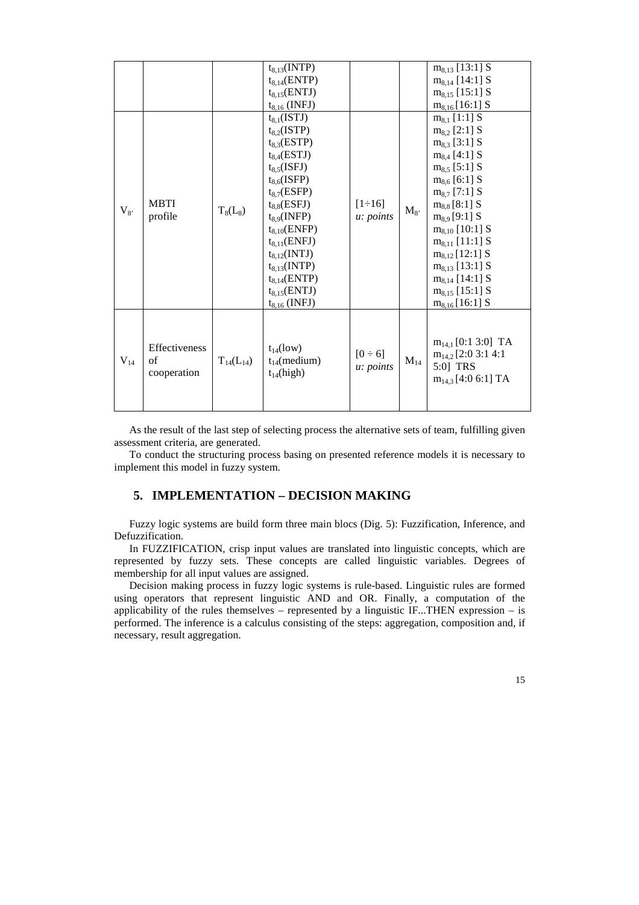|  |  |  | $t_{8,13}$(INTP)<br>$t_{8,14}$(ENTP)<br>$t_{8,15}$(ENTJ)<br>$t_{8,16}$ (INFJ) |  |  | $m_{8,13}$ [13:1] S<br>$m_{8,14}$ [14:1] S<br>$m_{8,15}$ [15:1] S<br>$m_{8,16}$ [16:1] S |
|---|---|---|---|---|---|---|
| $V_{8'}$ | MBTI profile | $T_8(L_8)$ | $t_{8,1}$(ISTJ)<br>$t_{8,2}$(ISTP)<br>$t_{8,3}$(ESTP)<br>$t_{8,4}$(ESTJ)<br>$t_{8,5}$(ISFJ)<br>$t_{8,6}$(ISFP)<br>$t_{8,7}$(ESFP)<br>$t_{8,8}$(ESFJ)<br>$t_{8,9}$(INFP)<br>$t_{8,10}$(ENFP)<br>$t_{8,11}$(ENFJ)<br>$t_{8,12}$(INTJ)<br>$t_{8,13}$(INTP)<br>$t_{8,14}$(ENTP)<br>$t_{8,15}$(ENTJ)<br>$t_{8,16}$ (INFJ) | [1÷16] *u: points* | $M_{8'}$ | $m_{8,1}$ [1:1] S<br>$m_{8,2}$ [2:1] S<br>$m_{8,3}$ [3:1] S<br>$m_{8,4}$ [4:1] S<br>$m_{8,5}$ [5:1] S<br>$m_{8,6}$ [6:1] S<br>$m_{8,7}$ [7:1] S<br>$m_{8,8}$ [8:1] S<br>$m_{8,9}$ [9:1] S<br>$m_{8,10}$ [10:1] S<br>$m_{8,11}$ [11:1] S<br>$m_{8,12}$ [12:1] S<br>$m_{8,13}$ [13:1] S<br>$m_{8,14}$ [14:1] S<br>$m_{8,15}$ [15:1] S<br>$m_{8,16}$ [16:1] S |
| $V_{14}$ | Effectiveness of cooperation | $T_{14}(L_{14})$ | $t_{14}$(low)<br>$t_{14}$(medium)<br>$t_{14}$(high) | [0 ÷ 6] *u: points* | $M_{14}$ | $m_{14,1}$ [0:1 3:0] TA<br>$m_{14,2}$ [2:0 3:1 4:1 5:0] TRS<br>$m_{14,3}$ [4:0 6:1] TA |

As the result of the last step of selecting process the alternative sets of team, fulfilling given assessment criteria, are generated.

To conduct the structuring process basing on presented reference models it is necessary to implement this model in fuzzy system.

## 5. IMPLEMENTATION – DECISION MAKING

Fuzzy logic systems are build form three main blocs (Dig. 5): Fuzzification, Inference, and Defuzzification.

In FUZZIFICATION, crisp input values are translated into linguistic concepts, which are represented by fuzzy sets. These concepts are called linguistic variables. Degrees of membership for all input values are assigned.

Decision making process in fuzzy logic systems is rule-based. Linguistic rules are formed using operators that represent linguistic AND and OR. Finally, a computation of the applicability of the rules themselves – represented by a linguistic IF...THEN expression – is performed. The inference is a calculus consisting of the steps: aggregation, composition and, if necessary, result aggregation.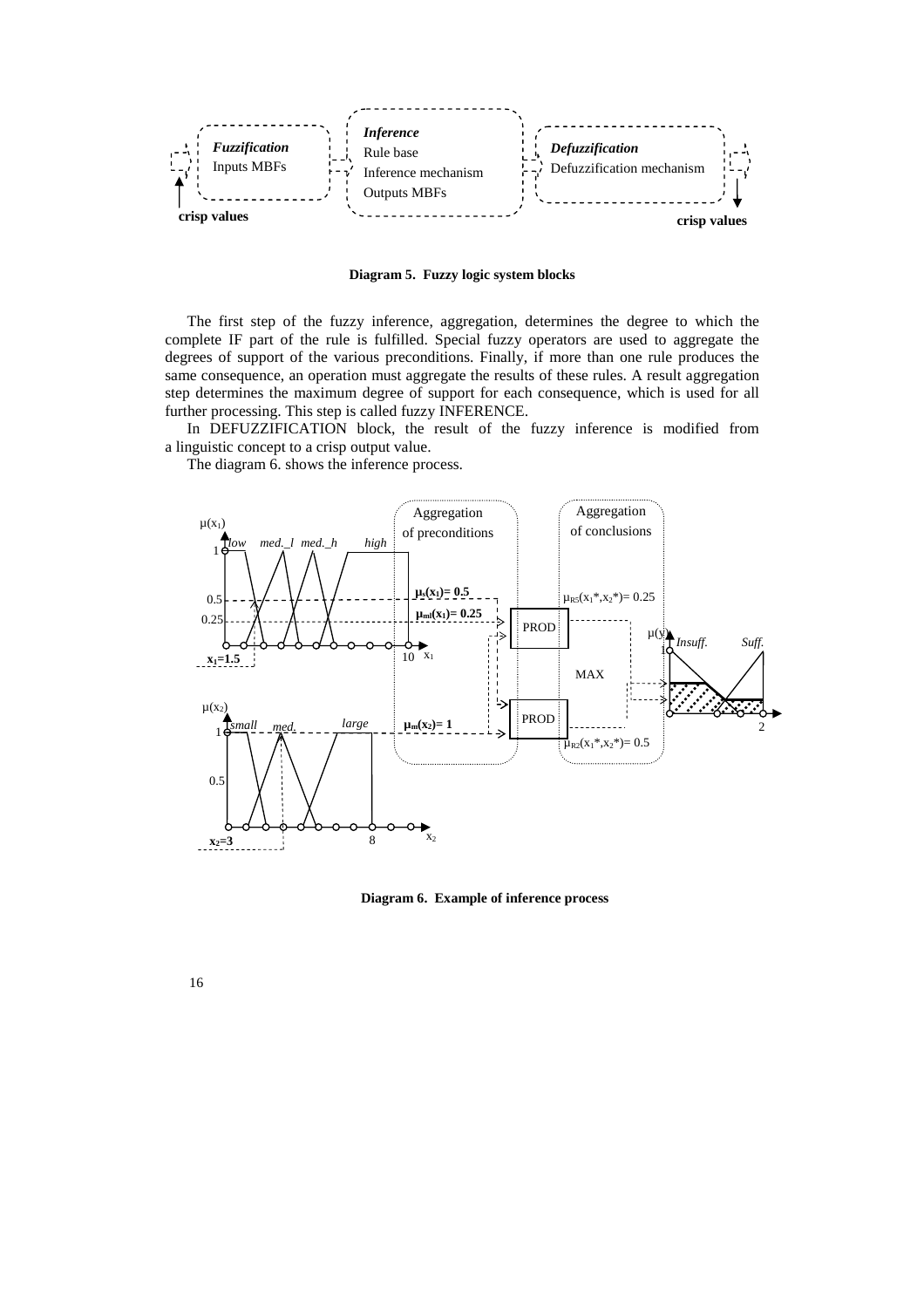Diagram 5. Fuzzy logic system blocks

The first step of the fuzzy inference, aggregation, determines the degree to which the complete IF part of the rule is fulfilled. Special fuzzy operators are used to aggregate the degrees of support of the various preconditions. Finally, if more than one rule produces the same consequence, an operation must aggregate the results of these rules. A result aggregation step determines the maximum degree of support for each consequence, which is used for all further processing. This step is called fuzzy INFERENCE.

In DEFUZZIFICATION block, the result of the fuzzy inference is modified from a linguistic concept to a crisp output value.

The diagram 6. shows the inference process.

Diagram 6. Example of inference process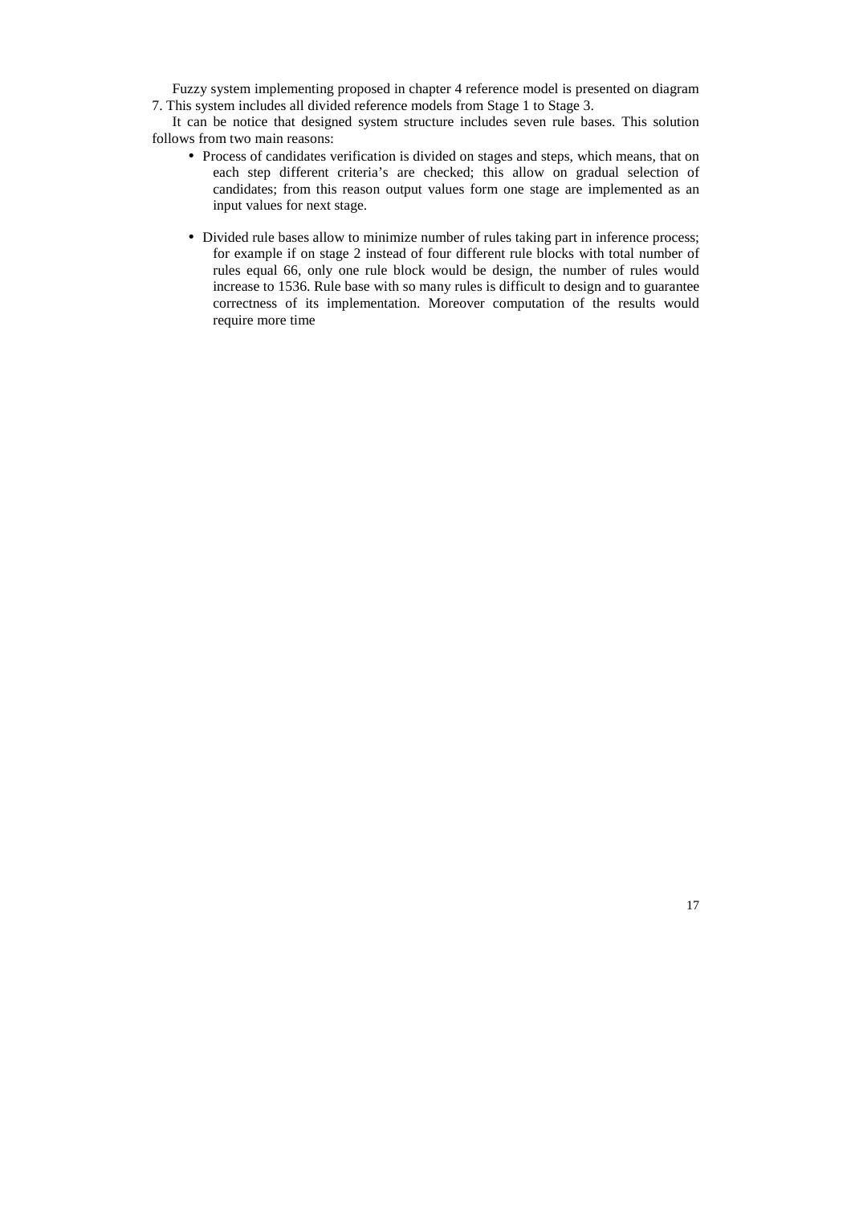Fuzzy system implementing proposed in chapter 4 reference model is presented on diagram 7. This system includes all divided reference models from Stage 1 to Stage 3.

It can be notice that designed system structure includes seven rule bases. This solution follows from two main reasons:

- Process of candidates verification is divided on stages and steps, which means, that on each step different criteria's are checked; this allow on gradual selection of candidates; from this reason output values form one stage are implemented as an input values for next stage.

- Divided rule bases allow to minimize number of rules taking part in inference process; for example if on stage 2 instead of four different rule blocks with total number of rules equal 66, only one rule block would be design, the number of rules would increase to 1536. Rule base with so many rules is difficult to design and to guarantee correctness of its implementation. Moreover computation of the results would require more time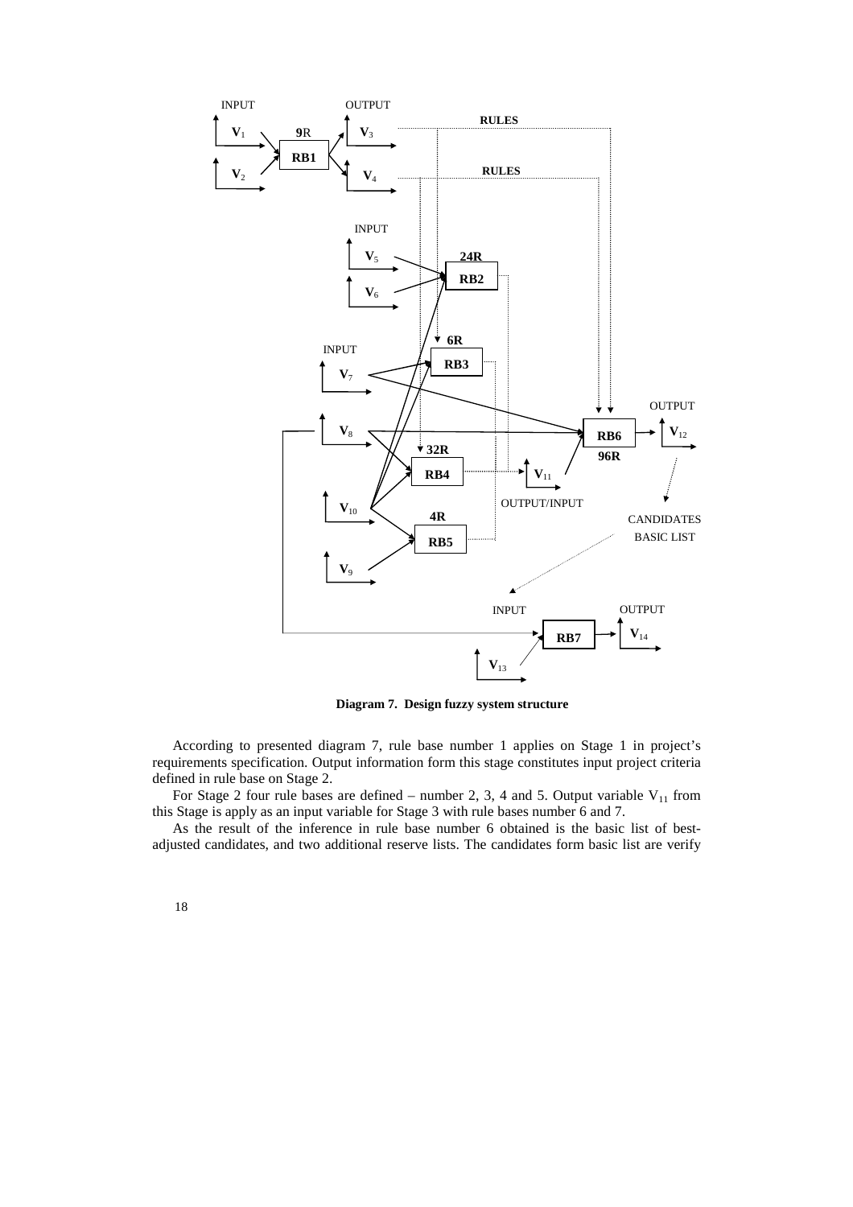Diagram 7. Design fuzzy system structure

According to presented diagram 7, rule base number 1 applies on Stage 1 in project's requirements specification. Output information form this stage constitutes input project criteria defined in rule base on Stage 2.

For Stage 2 four rule bases are defined – number 2, 3, 4 and 5. Output variable $V_{11}$ from this Stage is apply as an input variable for Stage 3 with rule bases number 6 and 7.

As the result of the inference in rule base number 6 obtained is the basic list of best-adjusted candidates, and two additional reserve lists. The candidates form basic list are verify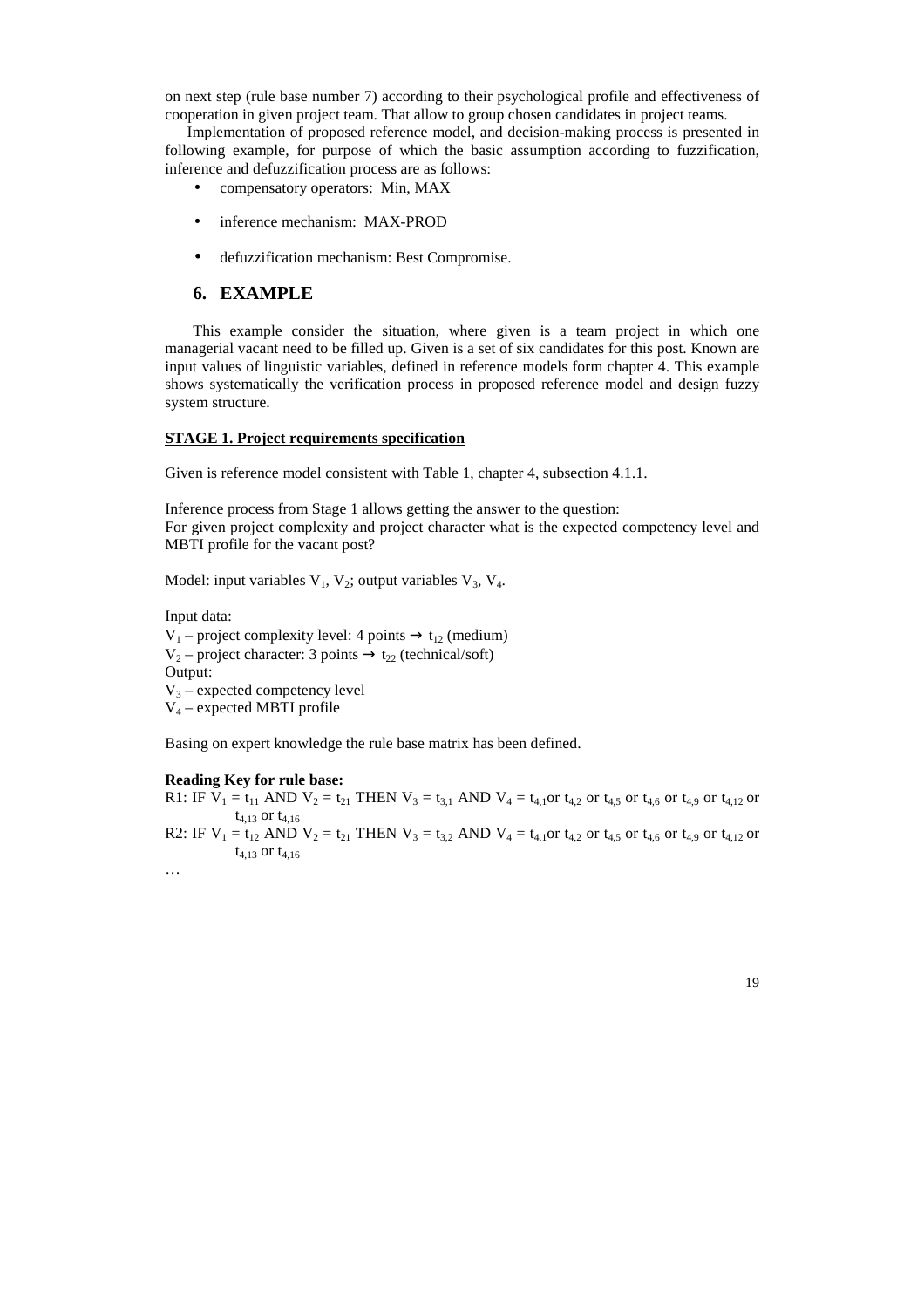on next step (rule base number 7) according to their psychological profile and effectiveness of cooperation in given project team. That allow to group chosen candidates in project teams.

Implementation of proposed reference model, and decision-making process is presented in following example, for purpose of which the basic assumption according to fuzzification, inference and defuzzification process are as follows:

- compensatory operators: Min, MAX
- inference mechanism: MAX-PROD
- defuzzification mechanism: Best Compromise.

## 6. EXAMPLE

This example consider the situation, where given is a team project in which one managerial vacant need to be filled up. Given is a set of six candidates for this post. Known are input values of linguistic variables, defined in reference models form chapter 4. This example shows systematically the verification process in proposed reference model and design fuzzy system structure.

**STAGE 1. Project requirements specification**

Given is reference model consistent with Table 1, chapter 4, subsection 4.1.1.

Inference process from Stage 1 allows getting the answer to the question:
For given project complexity and project character what is the expected competency level and MBTI profile for the vacant post?

Model: input variables $V_1$, $V_2$; output variables $V_3$, $V_4$.

Input data:
$V_1$ – project complexity level: 4 points $\rightarrow t_{12}$ (medium)
$V_2$ – project character: 3 points $\rightarrow t_{22}$ (technical/soft)
Output:
$V_3$ – expected competency level
$V_4$ – expected MBTI profile

Basing on expert knowledge the rule base matrix has been defined.

**Reading Key for rule base:**
R1: IF $V_1 = t_{11}$ AND $V_2 = t_{21}$ THEN $V_3 = t_{3,1}$ AND $V_4 = t_{4,1}$or $t_{4,2}$ or $t_{4,5}$ or $t_{4,6}$ or $t_{4,9}$ or $t_{4,12}$ or $t_{4,13}$ or $t_{4,16}$
R2: IF $V_1 = t_{12}$ AND $V_2 = t_{21}$ THEN $V_3 = t_{3,2}$ AND $V_4 = t_{4,1}$or $t_{4,2}$ or $t_{4,5}$ or $t_{4,6}$ or $t_{4,9}$ or $t_{4,12}$ or $t_{4,13}$ or $t_{4,16}$
…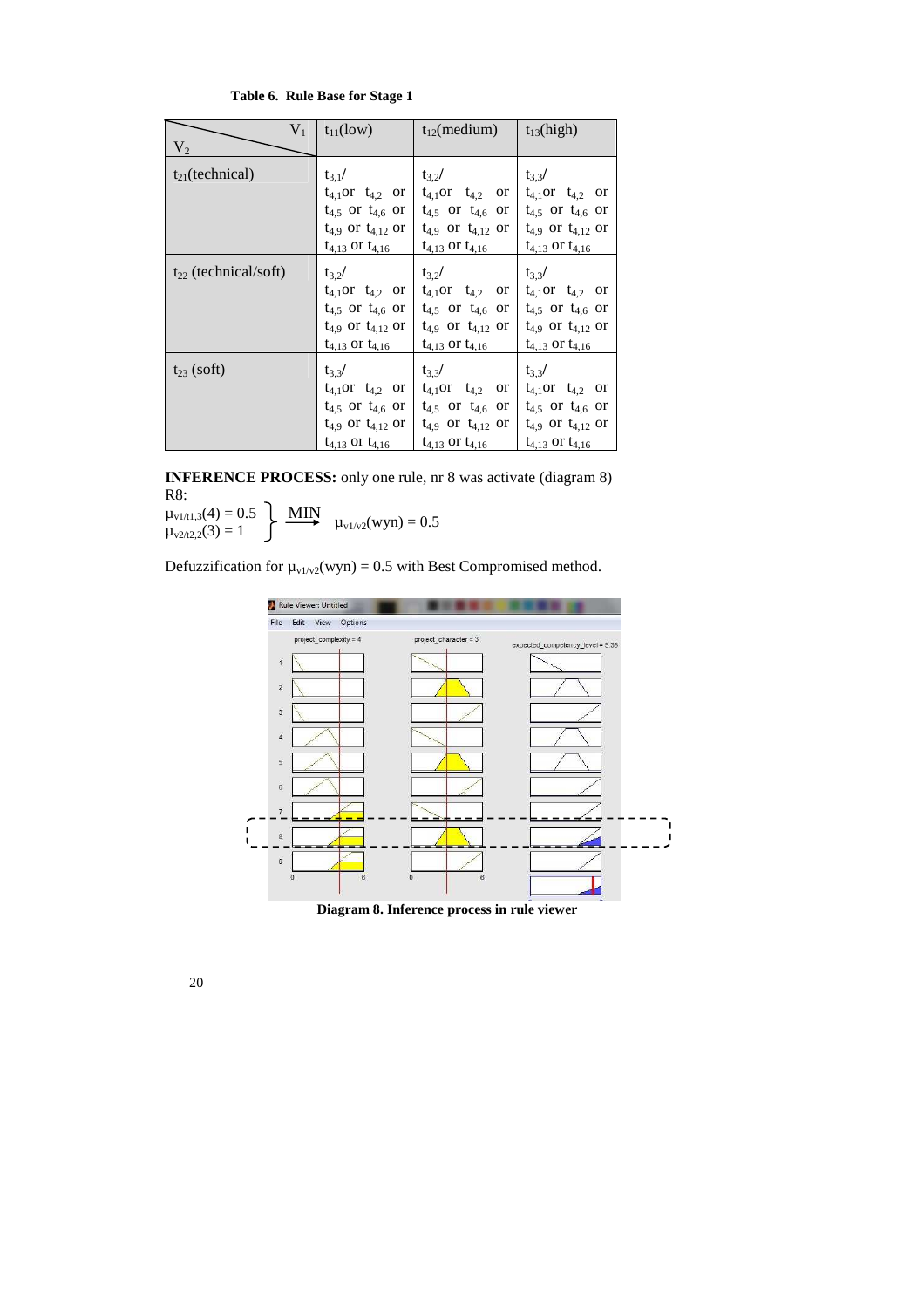**Table 6. Rule Base for Stage 1**

| $V_2$ \ $V_1$ | $t_{11}$(low) | $t_{12}$(medium) | $t_{13}$(high) |
|---|---|---|---|
| $t_{21}$(technical) | $t_{3,1}$/ $t_{4,1}$or $t_{4,2}$ or $t_{4,5}$ or $t_{4,6}$ or $t_{4,9}$ or $t_{4,12}$ or $t_{4,13}$ or $t_{4,16}$ | $t_{3,2}$/ $t_{4,1}$or $t_{4,2}$ or $t_{4,5}$ or $t_{4,6}$ or $t_{4,9}$ or $t_{4,12}$ or $t_{4,13}$ or $t_{4,16}$ | $t_{3,3}$/ $t_{4,1}$or $t_{4,2}$ or $t_{4,5}$ or $t_{4,6}$ or $t_{4,9}$ or $t_{4,12}$ or $t_{4,13}$ or $t_{4,16}$ |
| $t_{22}$ (technical/soft) | $t_{3,2}$/ $t_{4,1}$or $t_{4,2}$ or $t_{4,5}$ or $t_{4,6}$ or $t_{4,9}$ or $t_{4,12}$ or $t_{4,13}$ or $t_{4,16}$ | $t_{3,2}$/ $t_{4,1}$or $t_{4,2}$ or $t_{4,5}$ or $t_{4,6}$ or $t_{4,9}$ or $t_{4,12}$ or $t_{4,13}$ or $t_{4,16}$ | $t_{3,3}$/ $t_{4,1}$or $t_{4,2}$ or $t_{4,5}$ or $t_{4,6}$ or $t_{4,9}$ or $t_{4,12}$ or $t_{4,13}$ or $t_{4,16}$ |
| $t_{23}$ (soft) | $t_{3,3}$/ $t_{4,1}$or $t_{4,2}$ or $t_{4,5}$ or $t_{4,6}$ or $t_{4,9}$ or $t_{4,12}$ or $t_{4,13}$ or $t_{4,16}$ | $t_{3,3}$/ $t_{4,1}$or $t_{4,2}$ or $t_{4,5}$ or $t_{4,6}$ or $t_{4,9}$ or $t_{4,12}$ or $t_{4,13}$ or $t_{4,16}$ | $t_{3,3}$/ $t_{4,1}$or $t_{4,2}$ or $t_{4,5}$ or $t_{4,6}$ or $t_{4,9}$ or $t_{4,12}$ or $t_{4,13}$ or $t_{4,16}$ |

**INFERENCE PROCESS:** only one rule, nr 8 was activate (diagram 8)

R8:

$$\left.\begin{matrix}\mu_{v1/t1,3}(4) = 0.5 \\ \mu_{v2/t2,2}(3) = 1\end{matrix}\right\} \xrightarrow{\text{MIN}} \mu_{v1/v2}(wyn) = 0.5$$

Defuzzification for $\mu_{v1/v2}(wyn) = 0.5$ with Best Compromised method.

**Diagram 8. Inference process in rule viewer**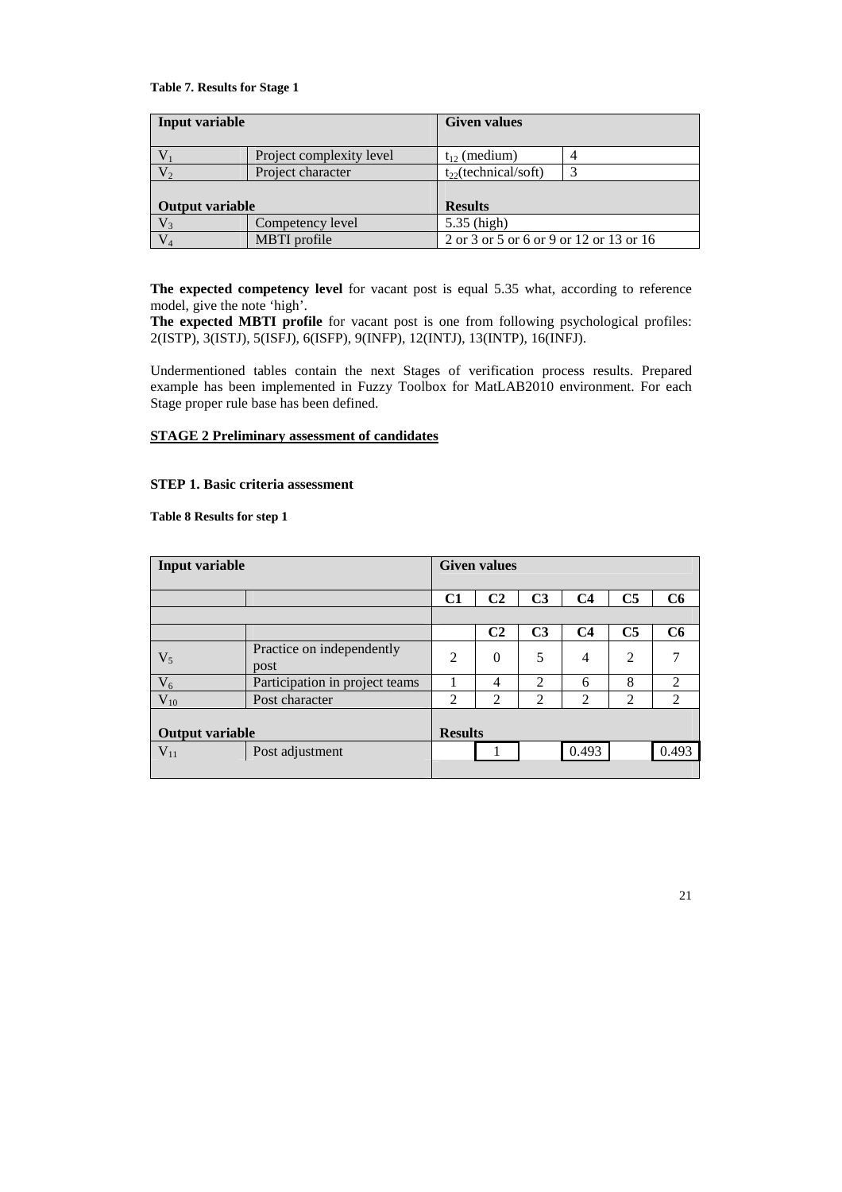**Table 7. Results for Stage 1**

| Input variable | | Given values | |
|---|---|---|---|
| $V_1$ | Project complexity level | $t_{12}$ (medium) | 4 |
| $V_2$ | Project character | $t_{22}$(technical/soft) | 3 |
| **Output variable** | | **Results** | |
| $V_3$ | Competency level | 5.35 (high) | |
| $V_4$ | MBTI profile | 2 or 3 or 5 or 6 or 9 or 12 or 13 or 16 | |

**The expected competency level** for vacant post is equal 5.35 what, according to reference model, give the note 'high'.
**The expected MBTI profile** for vacant post is one from following psychological profiles: 2(ISTP), 3(ISTJ), 5(ISFJ), 6(ISFP), 9(INFP), 12(INTJ), 13(INTP), 16(INFJ).

Undermentioned tables contain the next Stages of verification process results. Prepared example has been implemented in Fuzzy Toolbox for MatLAB2010 environment. For each Stage proper rule base has been defined.

## STAGE 2 Preliminary assessment of candidates

### STEP 1. Basic criteria assessment

**Table 8 Results for step 1**

| Input variable | | Given values | | | | | |
|---|---|---|---|---|---|---|---|
| | | **C1** | **C2** | **C3** | **C4** | **C5** | **C6** |
| | | | | | | | |
| | | | **C2** | **C3** | **C4** | **C5** | **C6** |
| $V_5$ | Practice on independently post | 2 | 0 | 5 | 4 | 2 | 7 |
| $V_6$ | Participation in project teams | 1 | 4 | 2 | 6 | 8 | 2 |
| $V_{10}$ | Post character | 2 | 2 | 2 | 2 | 2 | 2 |
| **Output variable** | | **Results** | | | | | |
| $V_{11}$ | Post adjustment | | 1 | | 0.493 | | 0.493 |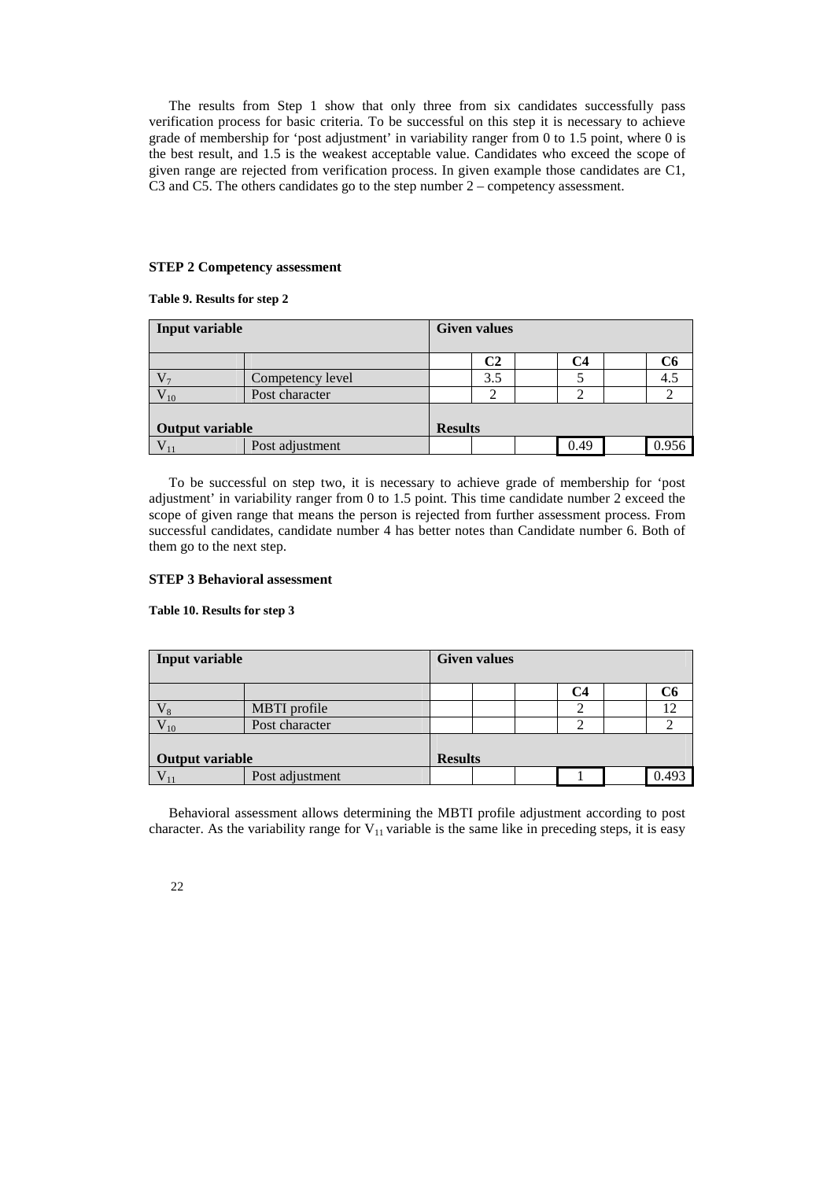The results from Step 1 show that only three from six candidates successfully pass verification process for basic criteria. To be successful on this step it is necessary to achieve grade of membership for 'post adjustment' in variability ranger from 0 to 1.5 point, where 0 is the best result, and 1.5 is the weakest acceptable value. Candidates who exceed the scope of given range are rejected from verification process. In given example those candidates are C1, C3 and C5. The others candidates go to the step number 2 – competency assessment.

### STEP 2 Competency assessment

**Table 9. Results for step 2**

| Input variable | | Given values | | | | | |
|---|---|---|---|---|---|---|---|
| | | | C2 | | C4 | | C6 |
| $V_7$ | Competency level | | 3.5 | | 5 | | 4.5 |
| $V_{10}$ | Post character | | 2 | | 2 | | 2 |
| **Output variable** | | **Results** | | | | | |
| $V_{11}$ | Post adjustment | | | | 0.49 | | 0.956 |

To be successful on step two, it is necessary to achieve grade of membership for 'post adjustment' in variability ranger from 0 to 1.5 point. This time candidate number 2 exceed the scope of given range that means the person is rejected from further assessment process. From successful candidates, candidate number 4 has better notes than Candidate number 6. Both of them go to the next step.

### STEP 3 Behavioral assessment

**Table 10. Results for step 3**

| Input variable | | Given values | | | | | |
|---|---|---|---|---|---|---|---|
| | | | | | C4 | | C6 |
| $V_8$ | MBTI profile | | | | 2 | | 12 |
| $V_{10}$ | Post character | | | | 2 | | 2 |
| **Output variable** | | **Results** | | | | | |
| $V_{11}$ | Post adjustment | | | | 1 | | 0.493 |

Behavioral assessment allows determining the MBTI profile adjustment according to post character. As the variability range for $V_{11}$ variable is the same like in preceding steps, it is easy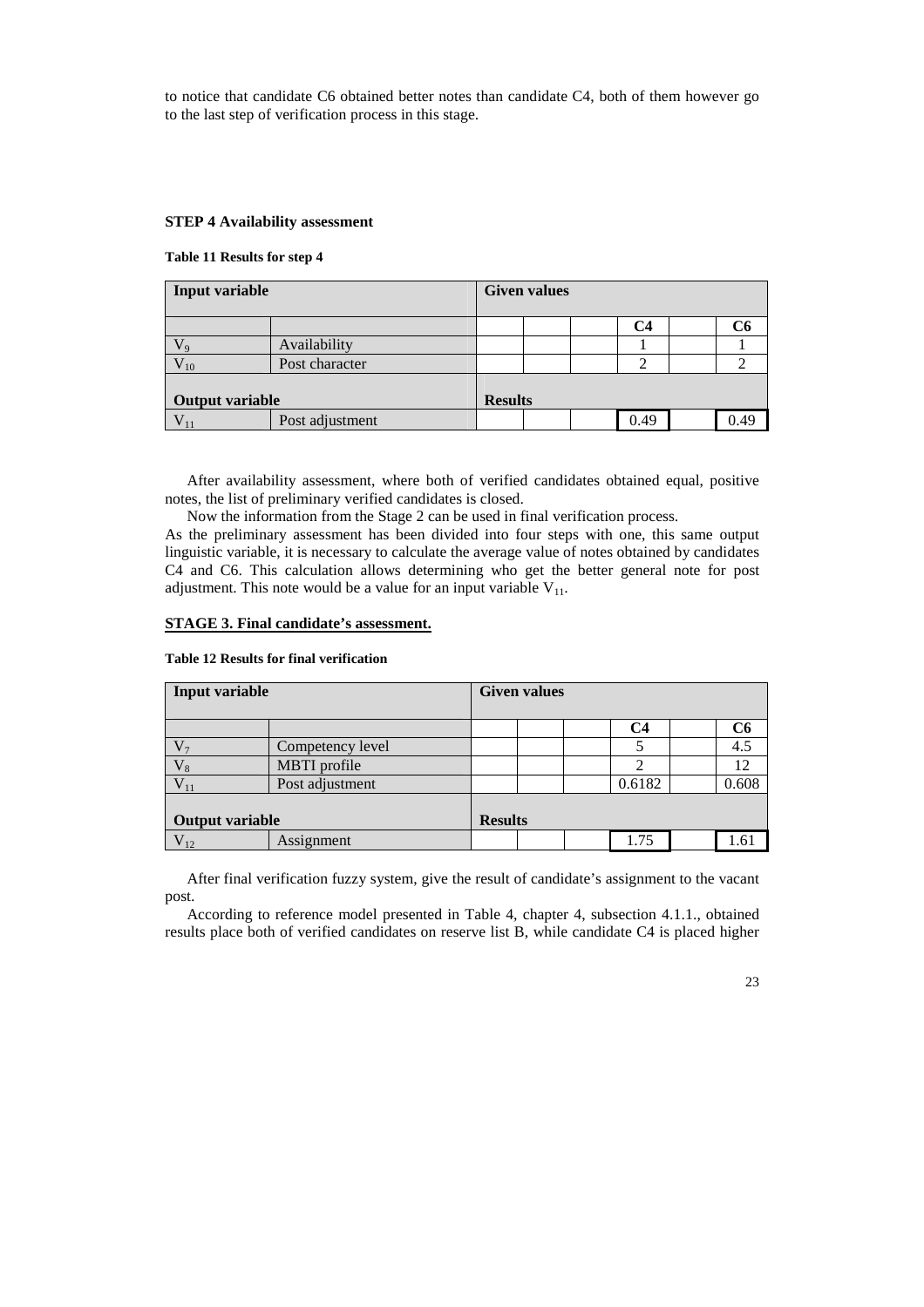to notice that candidate C6 obtained better notes than candidate C4, both of them however go to the last step of verification process in this stage.

**STEP 4 Availability assessment**

**Table 11 Results for step 4**

| **Input variable** | | **Given values** | | | | | |
|---|---|---|---|---|---|---|---|
| | | | | | **C4** | | **C6** |
| $V_9$ | Availability | | | | 1 | | 1 |
| $V_{10}$ | Post character | | | | 2 | | 2 |
| **Output variable** | | **Results** | | | | | |
| $V_{11}$ | Post adjustment | | | | 0.49 | | 0.49 |

After availability assessment, where both of verified candidates obtained equal, positive notes, the list of preliminary verified candidates is closed.

Now the information from the Stage 2 can be used in final verification process.

As the preliminary assessment has been divided into four steps with one, this same output linguistic variable, it is necessary to calculate the average value of notes obtained by candidates C4 and C6. This calculation allows determining who get the better general note for post adjustment. This note would be a value for an input variable $V_{11}$.

## STAGE 3. Final candidate's assessment.

**Table 12 Results for final verification**

| **Input variable** | | **Given values** | | | | | |
|---|---|---|---|---|---|---|---|
| | | | | | **C4** | | **C6** |
| $V_7$ | Competency level | | | | 5 | | 4.5 |
| $V_8$ | MBTI profile | | | | 2 | | 12 |
| $V_{11}$ | Post adjustment | | | | 0.6182 | | 0.608 |
| **Output variable** | | **Results** | | | | | |
| $V_{12}$ | Assignment | | | | 1.75 | | 1.61 |

After final verification fuzzy system, give the result of candidate's assignment to the vacant post.

According to reference model presented in Table 4, chapter 4, subsection 4.1.1., obtained results place both of verified candidates on reserve list B, while candidate C4 is placed higher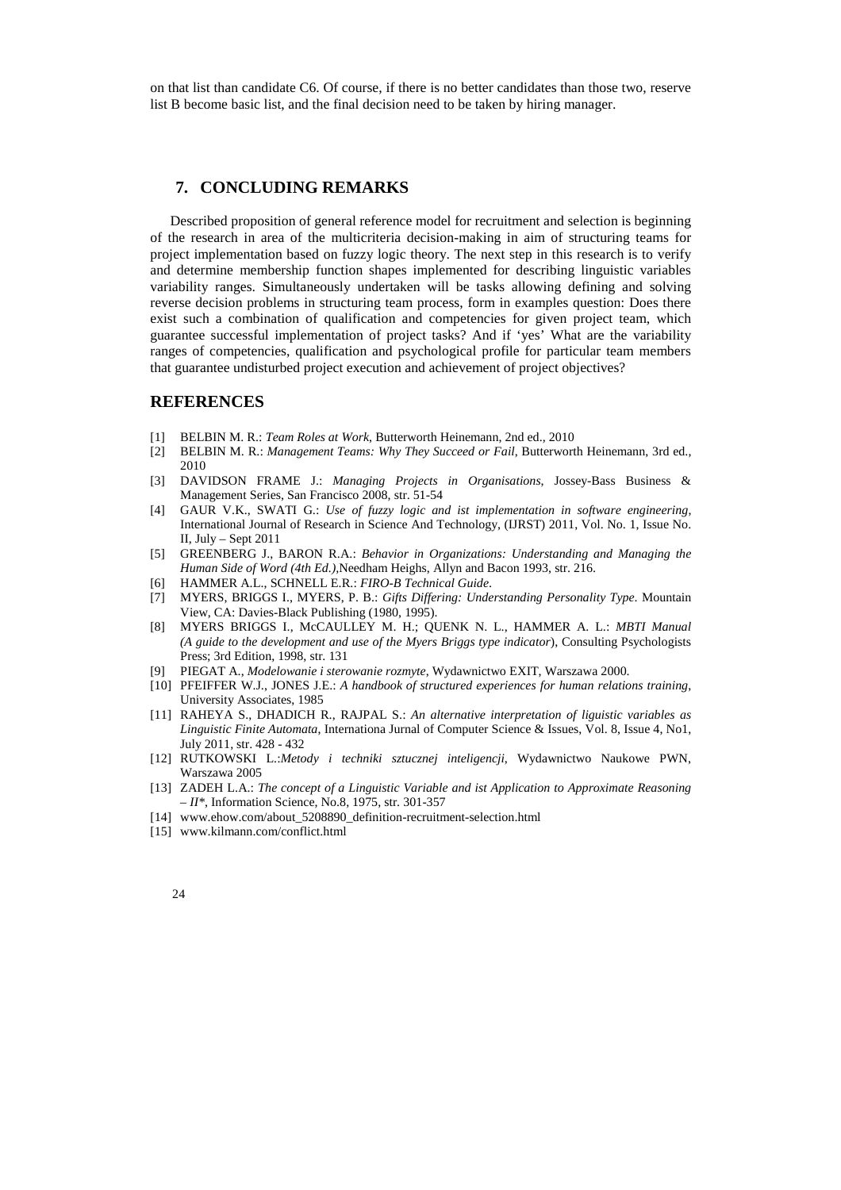on that list than candidate C6. Of course, if there is no better candidates than those two, reserve list B become basic list, and the final decision need to be taken by hiring manager.

## 7. CONCLUDING REMARKS

Described proposition of general reference model for recruitment and selection is beginning of the research in area of the multicriteria decision-making in aim of structuring teams for project implementation based on fuzzy logic theory. The next step in this research is to verify and determine membership function shapes implemented for describing linguistic variables variability ranges. Simultaneously undertaken will be tasks allowing defining and solving reverse decision problems in structuring team process, form in examples question: Does there exist such a combination of qualification and competencies for given project team, which guarantee successful implementation of project tasks? And if 'yes' What are the variability ranges of competencies, qualification and psychological profile for particular team members that guarantee undisturbed project execution and achievement of project objectives?

## REFERENCES

[1] BELBIN M. R.: *Team Roles at Work*, Butterworth Heinemann, 2nd ed., 2010

[2] BELBIN M. R.: *Management Teams: Why They Succeed or Fail*, Butterworth Heinemann, 3rd ed., 2010

[3] DAVIDSON FRAME J.: *Managing Projects in Organisations*, Jossey-Bass Business & Management Series, San Francisco 2008, str. 51-54

[4] GAUR V.K., SWATI G.: *Use of fuzzy logic and ist implementation in software engineering*, International Journal of Research in Science And Technology, (IJRST) 2011, Vol. No. 1, Issue No. II, July – Sept 2011

[5] GREENBERG J., BARON R.A.: *Behavior in Organizations: Understanding and Managing the Human Side of Word (4th Ed.)*,Needham Heighs, Allyn and Bacon 1993, str. 216.

[6] HAMMER A.L., SCHNELL E.R.: *FIRO-B Technical Guide*.

[7] MYERS, BRIGGS I., MYERS, P. B.: *Gifts Differing: Understanding Personality Type*. Mountain View, CA: Davies-Black Publishing (1980, 1995).

[8] MYERS BRIGGS I., McCAULLEY M. H.; QUENK N. L., HAMMER A. L.: *MBTI Manual (A guide to the development and use of the Myers Briggs type indicator*), Consulting Psychologists Press; 3rd Edition, 1998, str. 131

[9] PIEGAT A., *Modelowanie i sterowanie rozmyte*, Wydawnictwo EXIT, Warszawa 2000.

[10] PFEIFFER W.J., JONES J.E.: *A handbook of structured experiences for human relations training*, University Associates, 1985

[11] RAHEYA S., DHADICH R., RAJPAL S.: *An alternative interpretation of liguistic variables as Linguistic Finite Automata*, Internationa Jurnal of Computer Science & Issues, Vol. 8, Issue 4, No1, July 2011, str. 428 - 432

[12] RUTKOWSKI L.:*Metody i techniki sztucznej inteligencji*, Wydawnictwo Naukowe PWN, Warszawa 2005

[13] ZADEH L.A.: *The concept of a Linguistic Variable and ist Application to Approximate Reasoning – II\**, Information Science, No.8, 1975, str. 301-357

[14] www.ehow.com/about_5208890_definition-recruitment-selection.html

[15] www.kilmann.com/conflict.html